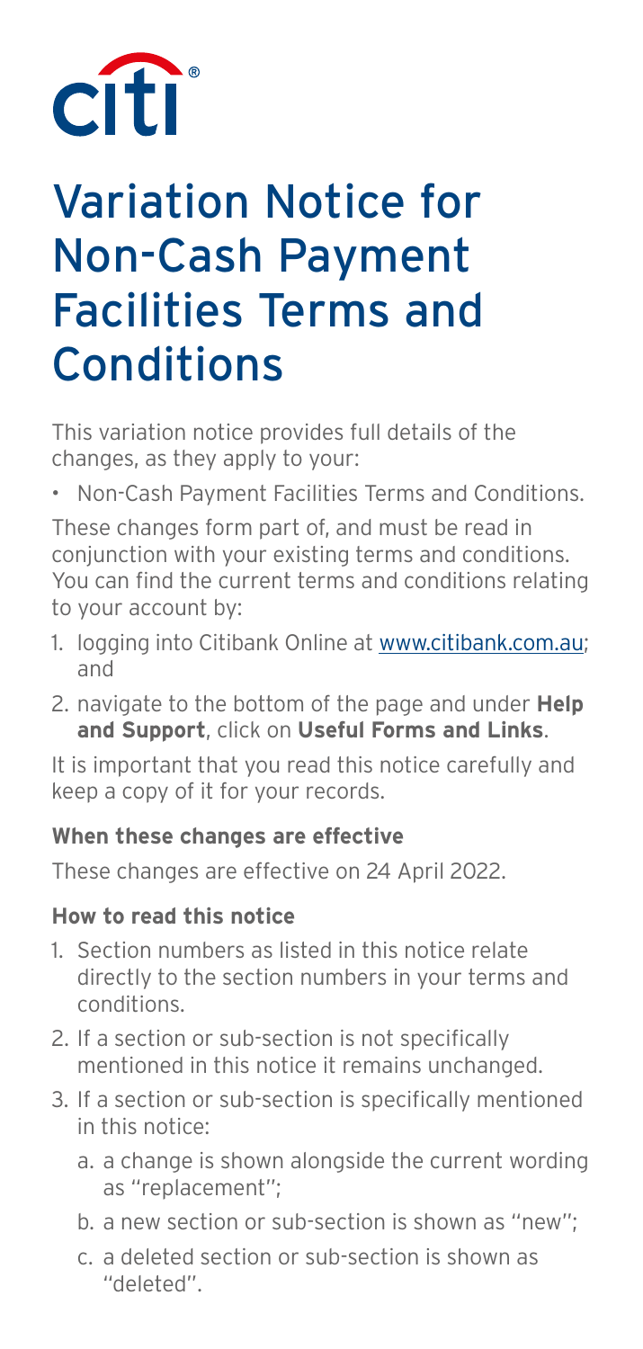# Variation Notice for Non-Cash Payment Facilities Terms and Conditions

This variation notice provides full details of the changes, as they apply to your:

- Non-Cash Payment Facilities Terms and Conditions.

These changes form part of, and must be read in conjunction with your existing terms and conditions. You can find the current terms and conditions relating to your account by:

1. logging into Citibank Online at www.citibank.com.au; and
2. navigate to the bottom of the page and under **Help and Support**, click on **Useful Forms and Links**.

It is important that you read this notice carefully and keep a copy of it for your records.

### When these changes are effective

These changes are effective on 24 April 2022.

### How to read this notice

1. Section numbers as listed in this notice relate directly to the section numbers in your terms and conditions.
2. If a section or sub-section is not specifically mentioned in this notice it remains unchanged.
3. If a section or sub-section is specifically mentioned in this notice:
   a. a change is shown alongside the current wording as "replacement";
   b. a new section or sub-section is shown as "new";
   c. a deleted section or sub-section is shown as "deleted".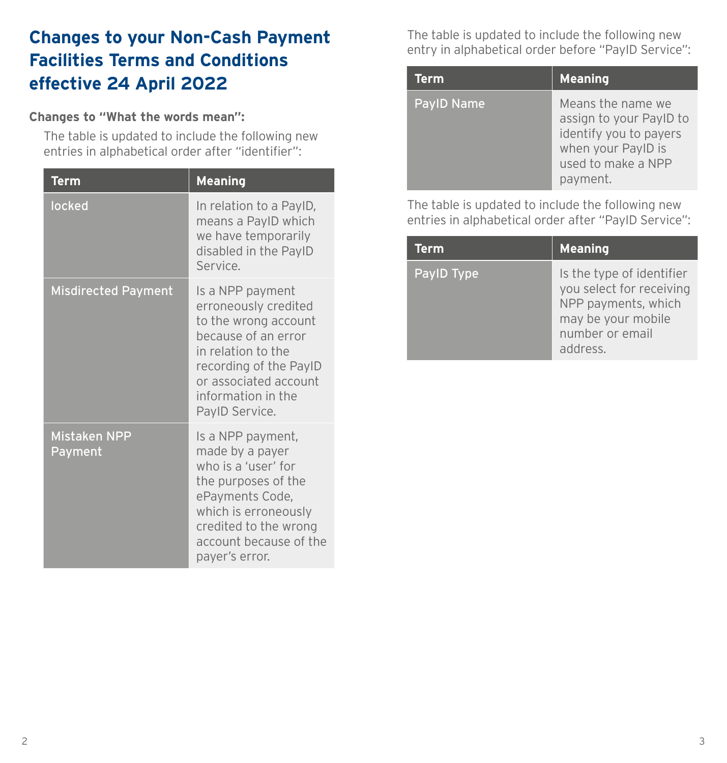# Changes to your Non-Cash Payment Facilities Terms and Conditions effective 24 April 2022

**Changes to "What the words mean":**

The table is updated to include the following new entries in alphabetical order after "identifier":

| Term | Meaning |
|---|---|
| locked | In relation to a PayID, means a PayID which we have temporarily disabled in the PayID Service. |
| Misdirected Payment | Is a NPP payment erroneously credited to the wrong account because of an error in relation to the recording of the PayID or associated account information in the PayID Service. |
| Mistaken NPP Payment | Is a NPP payment, made by a payer who is a 'user' for the purposes of the ePayments Code, which is erroneously credited to the wrong account because of the payer's error. |

The table is updated to include the following new entry in alphabetical order before "PayID Service":

| Term | Meaning |
|---|---|
| PayID Name | Means the name we assign to your PayID to identify you to payers when your PayID is used to make a NPP payment. |

The table is updated to include the following new entries in alphabetical order after "PayID Service":

| Term | Meaning |
|---|---|
| PayID Type | Is the type of identifier you select for receiving NPP payments, which may be your mobile number or email address. |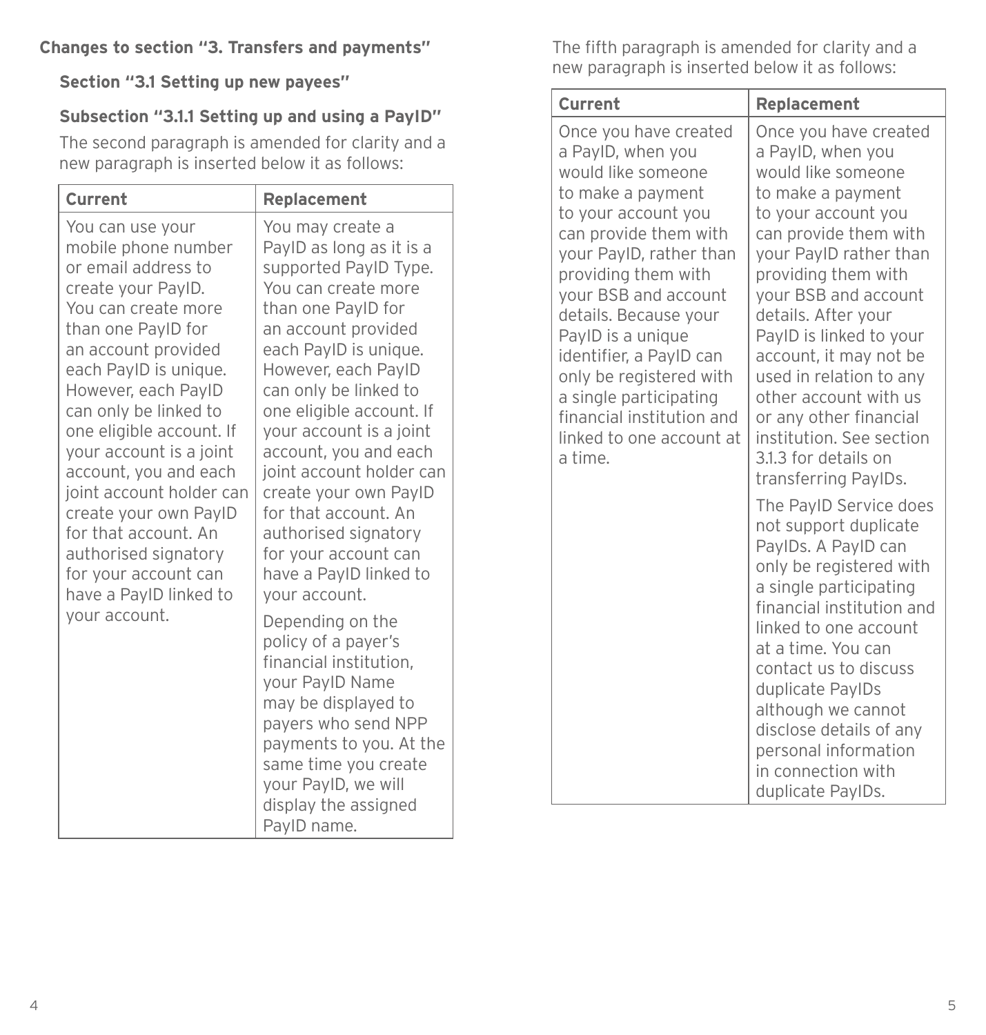**Changes to section "3. Transfers and payments"**

**Section "3.1 Setting up new payees"**

**Subsection "3.1.1 Setting up and using a PayID"**

The second paragraph is amended for clarity and a new paragraph is inserted below it as follows:

| Current | Replacement |
|---|---|
| You can use your mobile phone number or email address to create your PayID. You can create more than one PayID for an account provided each PayID is unique. However, each PayID can only be linked to one eligible account. If your account is a joint account, you and each joint account holder can create your own PayID for that account. An authorised signatory for your account can have a PayID linked to your account. | You may create a PayID as long as it is a supported PayID Type. You can create more than one PayID for an account provided each PayID is unique. However, each PayID can only be linked to one eligible account. If your account is a joint account, you and each joint account holder can create your own PayID for that account. An authorised signatory for your account can have a PayID linked to your account.<br><br>Depending on the policy of a payer's financial institution, your PayID Name may be displayed to payers who send NPP payments to you. At the same time you create your PayID, we will display the assigned PayID name. |

The fifth paragraph is amended for clarity and a new paragraph is inserted below it as follows:

| Current | Replacement |
|---|---|
| Once you have created a PayID, when you would like someone to make a payment to your account you can provide them with your PayID, rather than providing them with your BSB and account details. Because your PayID is a unique identifier, a PayID can only be registered with a single participating financial institution and linked to one account at a time. | Once you have created a PayID, when you would like someone to make a payment to your account you can provide them with your PayID rather than providing them with your BSB and account details. After your PayID is linked to your account, it may not be used in relation to any other account with us or any other financial institution. See section 3.1.3 for details on transferring PayIDs.<br><br>The PayID Service does not support duplicate PayIDs. A PayID can only be registered with a single participating financial institution and linked to one account at a time. You can contact us to discuss duplicate PayIDs although we cannot disclose details of any personal information in connection with duplicate PayIDs. |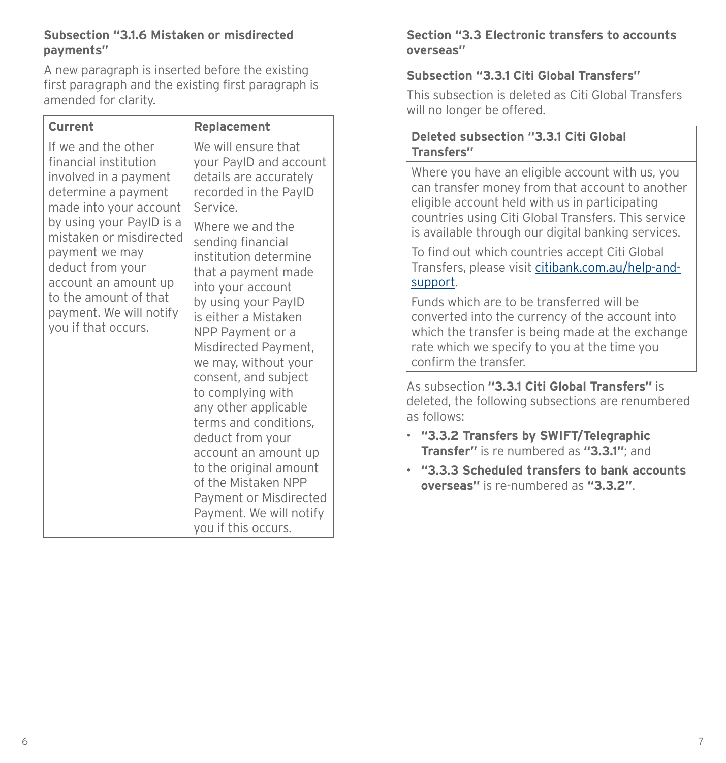**Subsection "3.1.6 Mistaken or misdirected payments"**

A new paragraph is inserted before the existing first paragraph and the existing first paragraph is amended for clarity.

| Current | Replacement |
| --- | --- |
| If we and the other financial institution involved in a payment determine a payment made into your account by using your PayID is a mistaken or misdirected payment we may deduct from your account an amount up to the amount of that payment. We will notify you if that occurs. | We will ensure that your PayID and account details are accurately recorded in the PayID Service.<br><br>Where we and the sending financial institution determine that a payment made into your account by using your PayID is either a Mistaken NPP Payment or a Misdirected Payment, we may, without your consent, and subject to complying with any other applicable terms and conditions, deduct from your account an amount up to the original amount of the Mistaken NPP Payment or Misdirected Payment. We will notify you if this occurs. |

**Section "3.3 Electronic transfers to accounts overseas"**

**Subsection "3.3.1 Citi Global Transfers"**

This subsection is deleted as Citi Global Transfers will no longer be offered.

| Deleted subsection "3.3.1 Citi Global Transfers" |
| --- |
| Where you have an eligible account with us, you can transfer money from that account to another eligible account held with us in participating countries using Citi Global Transfers. This service is available through our digital banking services.<br><br>To find out which countries accept Citi Global Transfers, please visit citibank.com.au/help-and-support.<br><br>Funds which are to be transferred will be converted into the currency of the account into which the transfer is being made at the exchange rate which we specify to you at the time you confirm the transfer. |

As subsection **"3.3.1 Citi Global Transfers"** is deleted, the following subsections are renumbered as follows:

- **"3.3.2 Transfers by SWIFT/Telegraphic Transfer"** is re numbered as **"3.3.1"**; and
- **"3.3.3 Scheduled transfers to bank accounts overseas"** is re-numbered as **"3.3.2"**.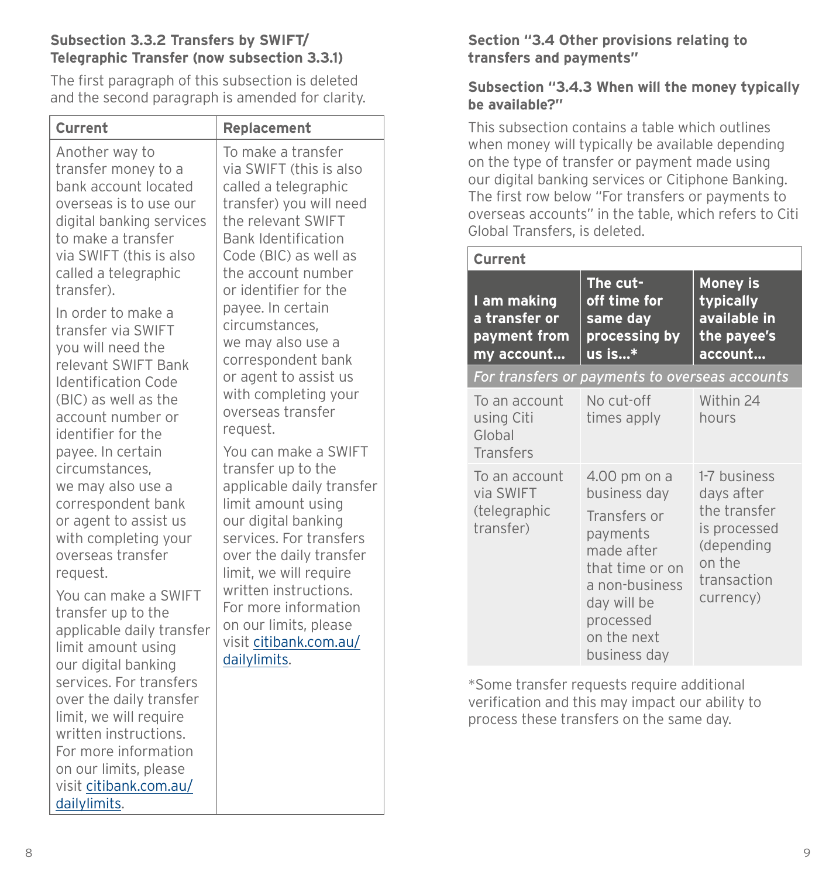### Subsection 3.3.2 Transfers by SWIFT/ Telegraphic Transfer (now subsection 3.3.1)

The first paragraph of this subsection is deleted and the second paragraph is amended for clarity.

| Current | Replacement |
|---|---|
| Another way to transfer money to a bank account located overseas is to use our digital banking services to make a transfer via SWIFT (this is also called a telegraphic transfer).<br><br>In order to make a transfer via SWIFT you will need the relevant SWIFT Bank Identification Code (BIC) as well as the account number or identifier for the payee. In certain circumstances, we may also use a correspondent bank or agent to assist us with completing your overseas transfer request.<br><br>You can make a SWIFT transfer up to the applicable daily transfer limit amount using our digital banking services. For transfers over the daily transfer limit, we will require written instructions. For more information on our limits, please visit citibank.com.au/dailylimits. | To make a transfer via SWIFT (this is also called a telegraphic transfer) you will need the relevant SWIFT Bank Identification Code (BIC) as well as the account number or identifier for the payee. In certain circumstances, we may also use a correspondent bank or agent to assist us with completing your overseas transfer request.<br><br>You can make a SWIFT transfer up to the applicable daily transfer limit amount using our digital banking services. For transfers over the daily transfer limit, we will require written instructions. For more information on our limits, please visit citibank.com.au/dailylimits. |

### Section "3.4 Other provisions relating to transfers and payments"

### Subsection "3.4.3 When will the money typically be available?"

This subsection contains a table which outlines when money will typically be available depending on the type of transfer or payment made using our digital banking services or Citiphone Banking. The first row below "For transfers or payments to overseas accounts" in the table, which refers to Citi Global Transfers, is deleted.

**Current**

| I am making a transfer or payment from my account... | The cut-off time for same day processing by us is...* | Money is typically available in the payee's account... |
|---|---|---|
| *For transfers or payments to overseas accounts* | | |
| To an account using Citi Global Transfers | No cut-off times apply | Within 24 hours |
| To an account via SWIFT (telegraphic transfer) | 4.00 pm on a business day<br><br>Transfers or payments made after that time or on a non-business day will be processed on the next business day | 1-7 business days after the transfer is processed (depending on the transaction currency) |

*Some transfer requests require additional verification and this may impact our ability to process these transfers on the same day.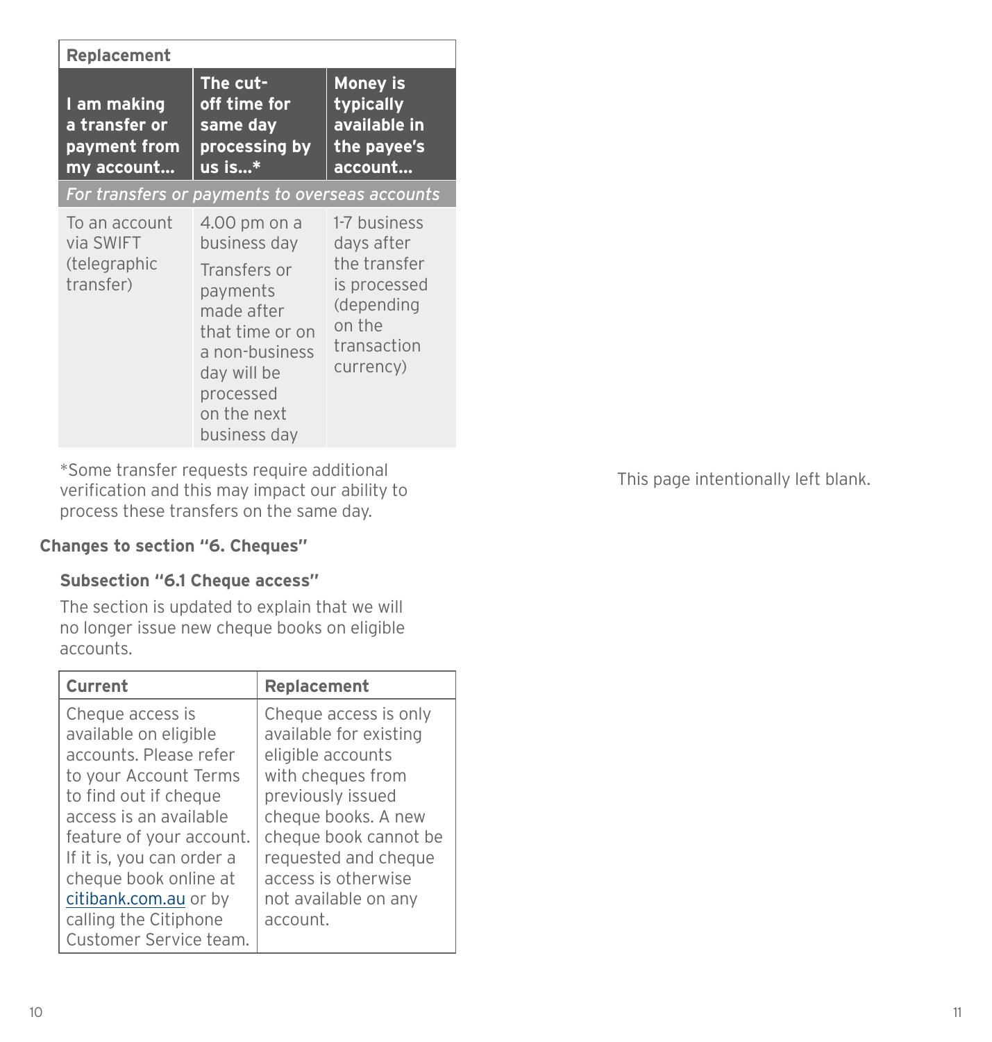| Replacement | | |
|---|---|---|
| **I am making a transfer or payment from my account…** | **The cut-off time for same day processing by us is…*** | **Money is typically available in the payee's account…** |
| *For transfers or payments to overseas accounts* | | |
| To an account via SWIFT (telegraphic transfer) | 4.00 pm on a business day<br><br>Transfers or payments made after that time or on a non-business day will be processed on the next business day | 1-7 business days after the transfer is processed (depending on the transaction currency) |

*Some transfer requests require additional verification and this may impact our ability to process these transfers on the same day.

**Changes to section "6. Cheques"**

**Subsection "6.1 Cheque access"**

The section is updated to explain that we will no longer issue new cheque books on eligible accounts.

| Current | Replacement |
|---|---|
| Cheque access is available on eligible accounts. Please refer to your Account Terms to find out if cheque access is an available feature of your account. If it is, you can order a cheque book online at citibank.com.au or by calling the Citiphone Customer Service team. | Cheque access is only available for existing eligible accounts with cheques from previously issued cheque books. A new cheque book cannot be requested and cheque access is otherwise not available on any account. |

This page intentionally left blank.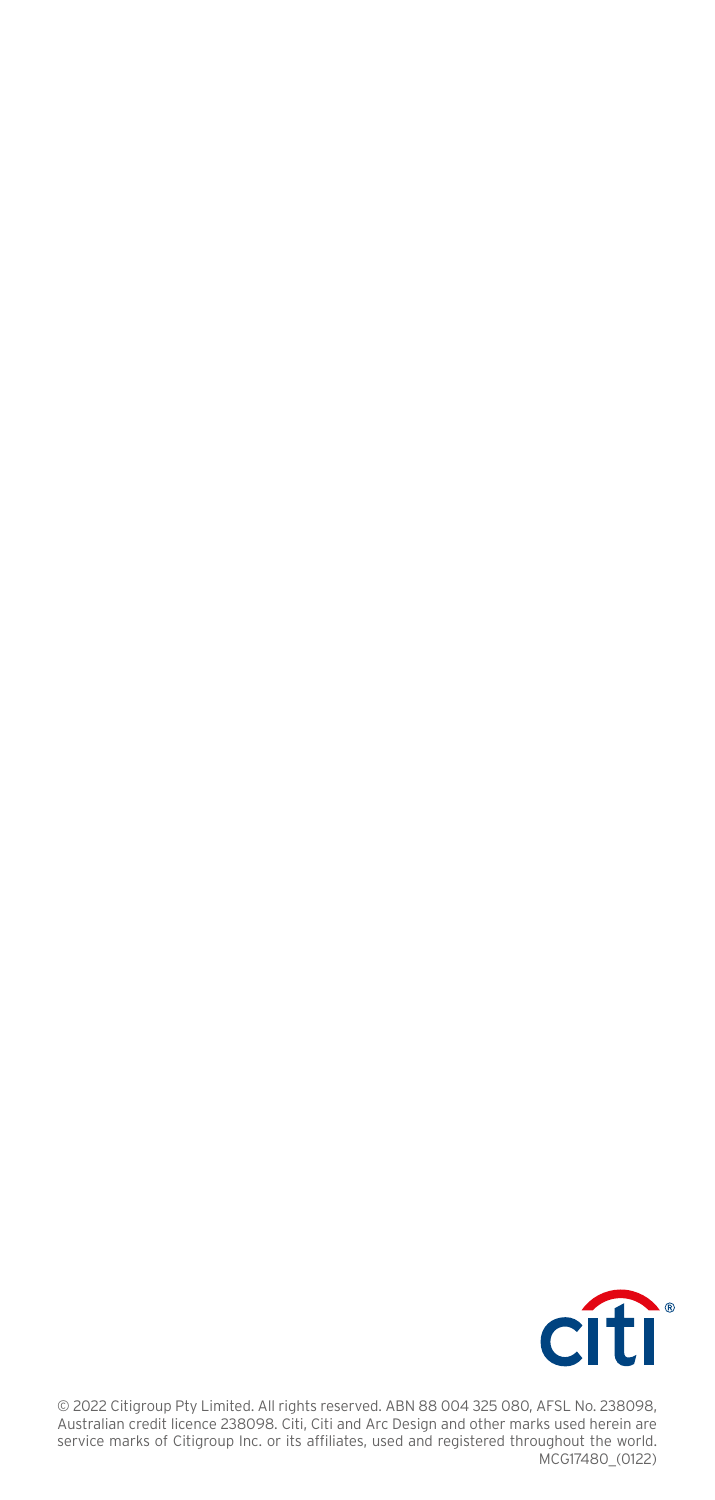© 2022 Citigroup Pty Limited. All rights reserved. ABN 88 004 325 080, AFSL No. 238098, Australian credit licence 238098. Citi, Citi and Arc Design and other marks used herein are service marks of Citigroup Inc. or its affiliates, used and registered throughout the world. MCG17480_(0122)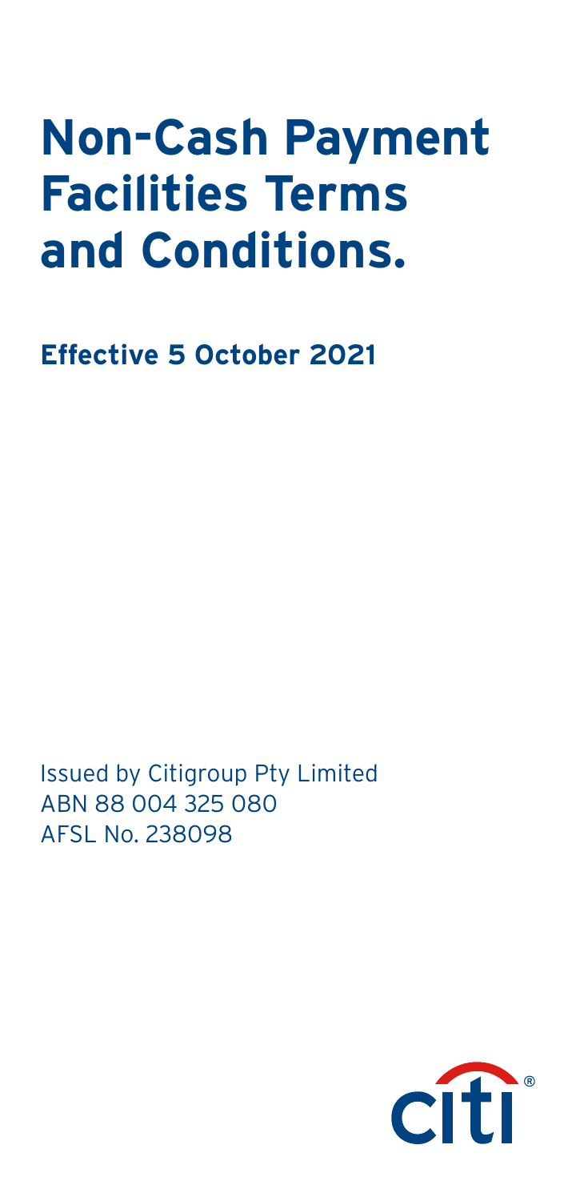# Non-Cash Payment Facilities Terms and Conditions.

**Effective 5 October 2021**

Issued by Citigroup Pty Limited
ABN 88 004 325 080
AFSL No. 238098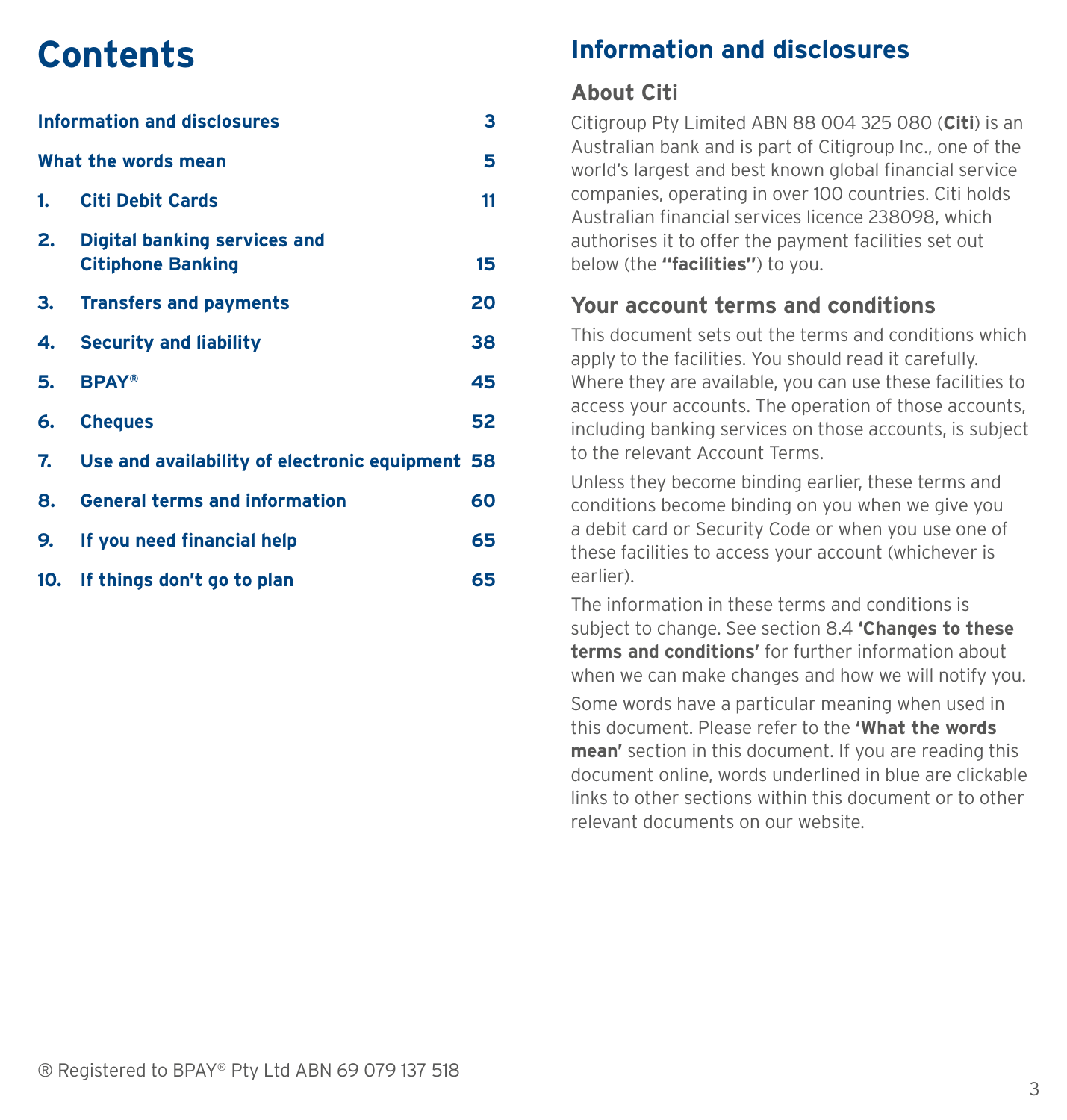# Contents

| | | |
|---|---|---|
| **Information and disclosures** | | **3** |
| **What the words mean** | | **5** |
| **1.** | **Citi Debit Cards** | **11** |
| **2.** | **Digital banking services and Citiphone Banking** | **15** |
| **3.** | **Transfers and payments** | **20** |
| **4.** | **Security and liability** | **38** |
| **5.** | **BPAY®** | **45** |
| **6.** | **Cheques** | **52** |
| **7.** | **Use and availability of electronic equipment** | **58** |
| **8.** | **General terms and information** | **60** |
| **9.** | **If you need financial help** | **65** |
| **10.** | **If things don't go to plan** | **65** |

® Registered to BPAY® Pty Ltd ABN 69 079 137 518

# Information and disclosures

## About Citi

Citigroup Pty Limited ABN 88 004 325 080 (**Citi**) is an Australian bank and is part of Citigroup Inc., one of the world's largest and best known global financial service companies, operating in over 100 countries. Citi holds Australian financial services licence 238098, which authorises it to offer the payment facilities set out below (the **"facilities"**) to you.

## Your account terms and conditions

This document sets out the terms and conditions which apply to the facilities. You should read it carefully. Where they are available, you can use these facilities to access your accounts. The operation of those accounts, including banking services on those accounts, is subject to the relevant Account Terms.

Unless they become binding earlier, these terms and conditions become binding on you when we give you a debit card or Security Code or when you use one of these facilities to access your account (whichever is earlier).

The information in these terms and conditions is subject to change. See section 8.4 **'Changes to these terms and conditions'** for further information about when we can make changes and how we will notify you.

Some words have a particular meaning when used in this document. Please refer to the **'What the words mean'** section in this document. If you are reading this document online, words underlined in blue are clickable links to other sections within this document or to other relevant documents on our website.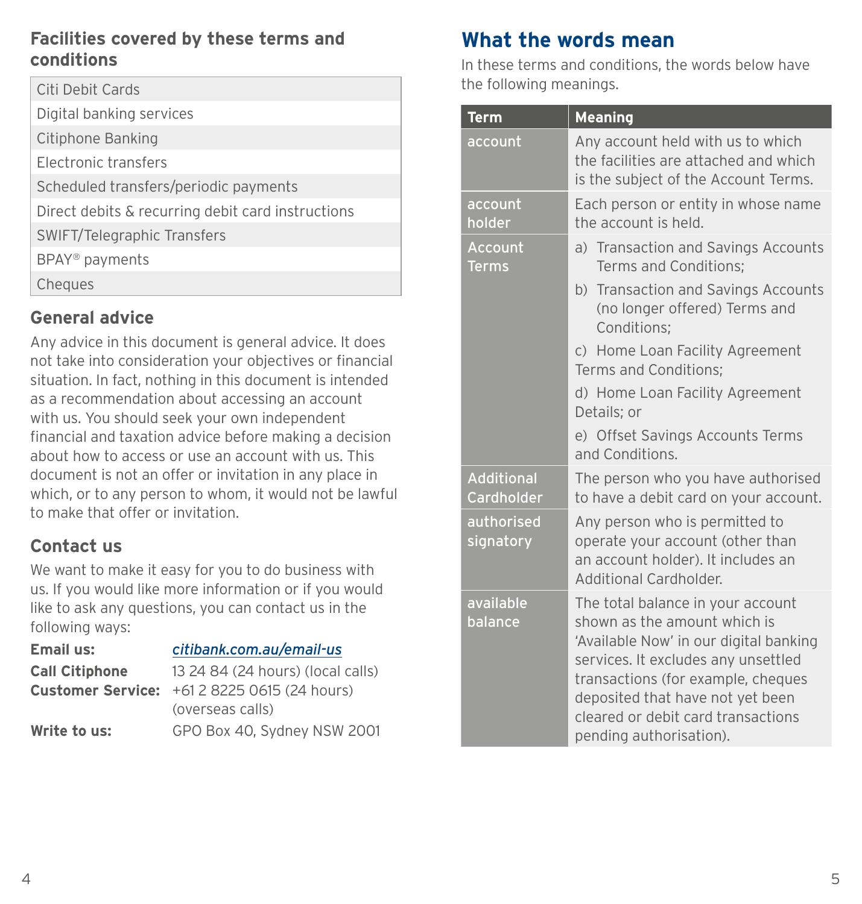### Facilities covered by these terms and conditions

| |
|---|
| Citi Debit Cards |
| Digital banking services |
| Citiphone Banking |
| Electronic transfers |
| Scheduled transfers/periodic payments |
| Direct debits & recurring debit card instructions |
| SWIFT/Telegraphic Transfers |
| BPAY® payments |
| Cheques |

### General advice

Any advice in this document is general advice. It does not take into consideration your objectives or financial situation. In fact, nothing in this document is intended as a recommendation about accessing an account with us. You should seek your own independent financial and taxation advice before making a decision about how to access or use an account with us. This document is not an offer or invitation in any place in which, or to any person to whom, it would not be lawful to make that offer or invitation.

### Contact us

We want to make it easy for you to do business with us. If you would like more information or if you would like to ask any questions, you can contact us in the following ways:

**Email us:** *citibank.com.au/email-us*

**Call Citiphone Customer Service:** 13 24 84 (24 hours) (local calls)
+61 2 8225 0615 (24 hours) (overseas calls)

**Write to us:** GPO Box 40, Sydney NSW 2001

## What the words mean

In these terms and conditions, the words below have the following meanings.

| Term | Meaning |
|---|---|
| account | Any account held with us to which the facilities are attached and which is the subject of the Account Terms. |
| account holder | Each person or entity in whose name the account is held. |
| Account Terms | a) Transaction and Savings Accounts Terms and Conditions;<br>b) Transaction and Savings Accounts (no longer offered) Terms and Conditions;<br>c) Home Loan Facility Agreement Terms and Conditions;<br>d) Home Loan Facility Agreement Details; or<br>e) Offset Savings Accounts Terms and Conditions. |
| Additional Cardholder | The person who you have authorised to have a debit card on your account. |
| authorised signatory | Any person who is permitted to operate your account (other than an account holder). It includes an Additional Cardholder. |
| available balance | The total balance in your account shown as the amount which is 'Available Now' in our digital banking services. It excludes any unsettled transactions (for example, cheques deposited that have not yet been cleared or debit card transactions pending authorisation). |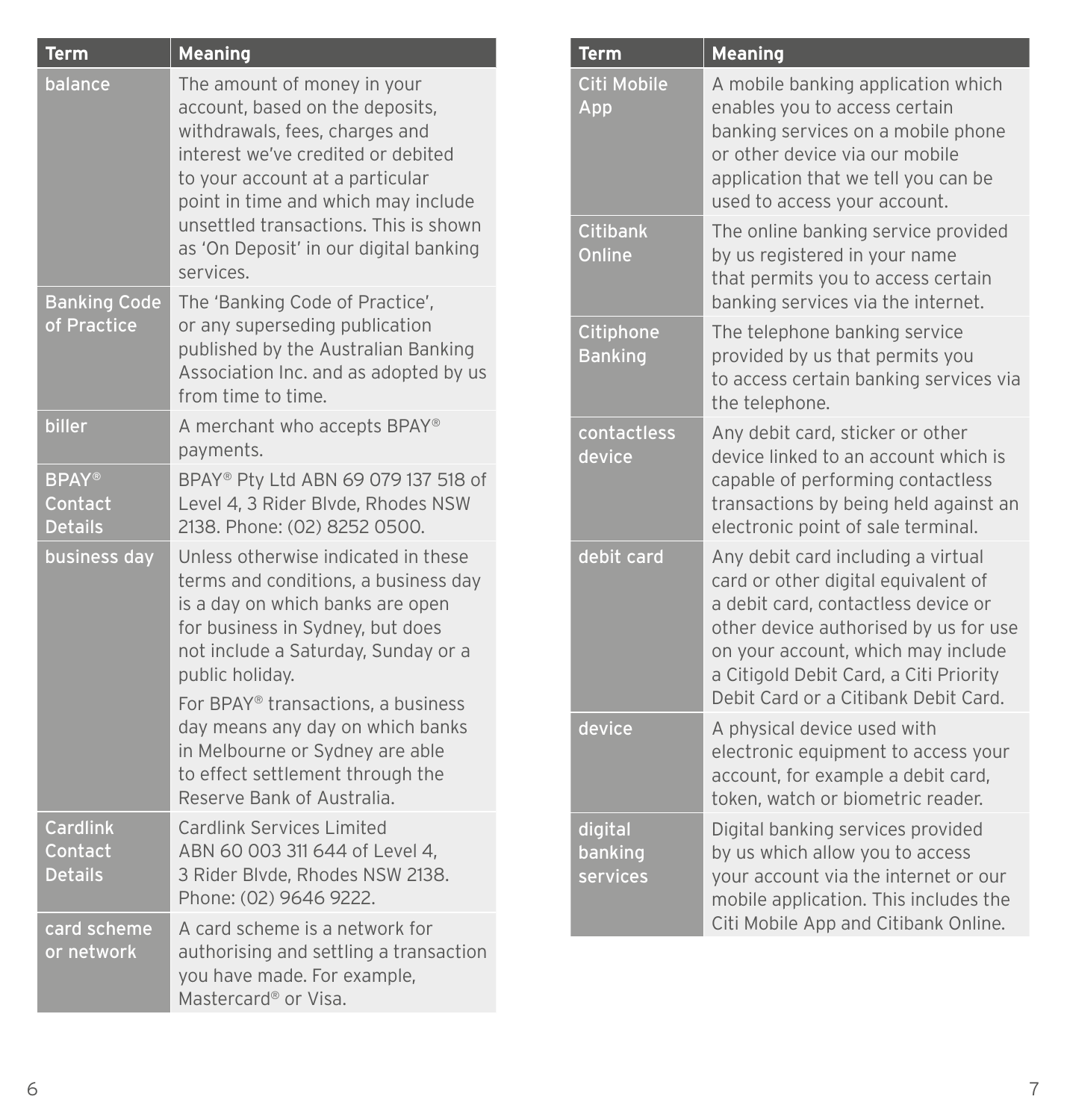| Term | Meaning |
|---|---|
| balance | The amount of money in your account, based on the deposits, withdrawals, fees, charges and interest we've credited or debited to your account at a particular point in time and which may include unsettled transactions. This is shown as 'On Deposit' in our digital banking services. |
| Banking Code of Practice | The 'Banking Code of Practice', or any superseding publication published by the Australian Banking Association Inc. and as adopted by us from time to time. |
| biller | A merchant who accepts BPAY® payments. |
| BPAY® Contact Details | BPAY® Pty Ltd ABN 69 079 137 518 of Level 4, 3 Rider Blvde, Rhodes NSW 2138. Phone: (02) 8252 0500. |
| business day | Unless otherwise indicated in these terms and conditions, a business day is a day on which banks are open for business in Sydney, but does not include a Saturday, Sunday or a public holiday. For BPAY® transactions, a business day means any day on which banks in Melbourne or Sydney are able to effect settlement through the Reserve Bank of Australia. |
| Cardlink Contact Details | Cardlink Services Limited ABN 60 003 311 644 of Level 4, 3 Rider Blvde, Rhodes NSW 2138. Phone: (02) 9646 9222. |
| card scheme or network | A card scheme is a network for authorising and settling a transaction you have made. For example, Mastercard® or Visa. |
| Citi Mobile App | A mobile banking application which enables you to access certain banking services on a mobile phone or other device via our mobile application that we tell you can be used to access your account. |
| Citibank Online | The online banking service provided by us registered in your name that permits you to access certain banking services via the internet. |
| Citiphone Banking | The telephone banking service provided by us that permits you to access certain banking services via the telephone. |
| contactless device | Any debit card, sticker or other device linked to an account which is capable of performing contactless transactions by being held against an electronic point of sale terminal. |
| debit card | Any debit card including a virtual card or other digital equivalent of a debit card, contactless device or other device authorised by us for use on your account, which may include a Citigold Debit Card, a Citi Priority Debit Card or a Citibank Debit Card. |
| device | A physical device used with electronic equipment to access your account, for example a debit card, token, watch or biometric reader. |
| digital banking services | Digital banking services provided by us which allow you to access your account via the internet or our mobile application. This includes the Citi Mobile App and Citibank Online. |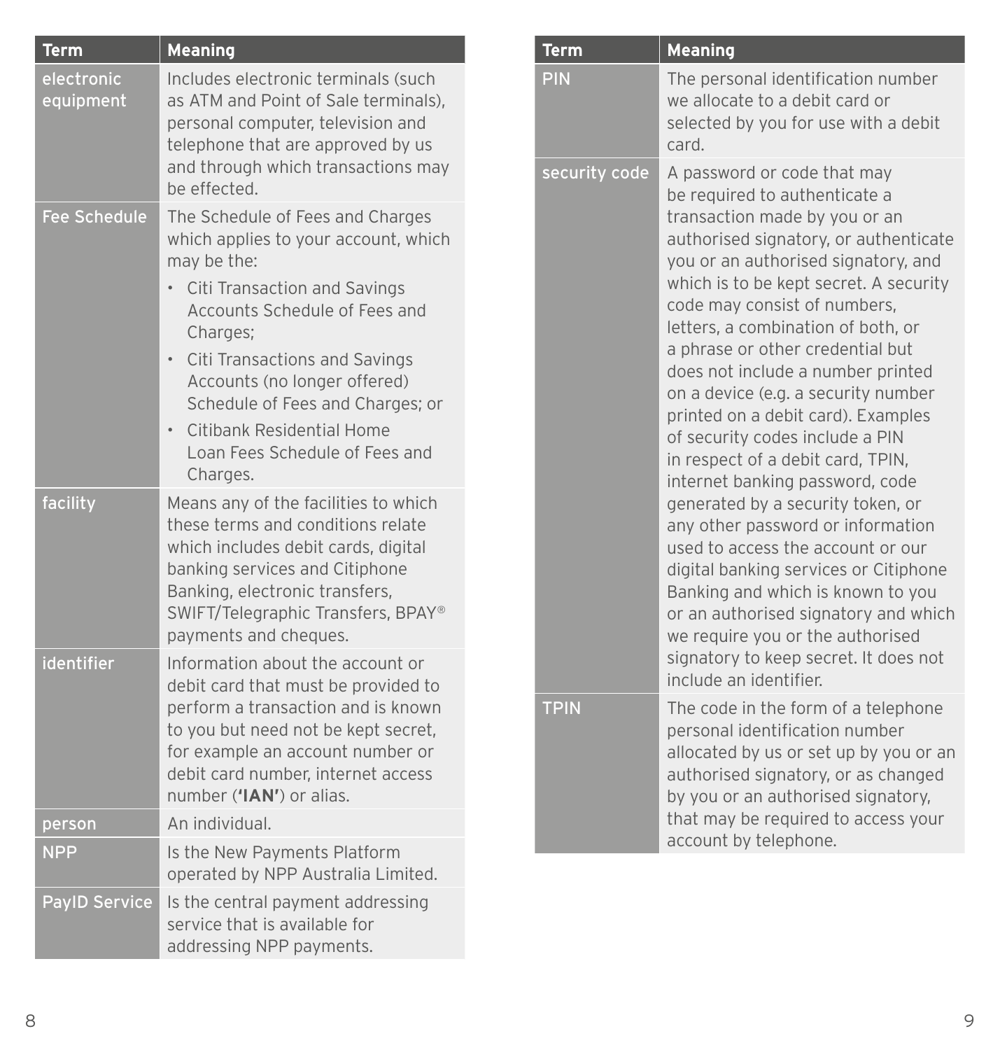| Term | Meaning |
|---|---|
| electronic equipment | Includes electronic terminals (such as ATM and Point of Sale terminals), personal computer, television and telephone that are approved by us and through which transactions may be effected. |
| Fee Schedule | The Schedule of Fees and Charges which applies to your account, which may be the: • Citi Transaction and Savings Accounts Schedule of Fees and Charges; • Citi Transactions and Savings Accounts (no longer offered) Schedule of Fees and Charges; or • Citibank Residential Home Loan Fees Schedule of Fees and Charges. |
| facility | Means any of the facilities to which these terms and conditions relate which includes debit cards, digital banking services and Citiphone Banking, electronic transfers, SWIFT/Telegraphic Transfers, BPAY® payments and cheques. |
| identifier | Information about the account or debit card that must be provided to perform a transaction and is known to you but need not be kept secret, for example an account number or debit card number, internet access number (**'IAN'**) or alias. |
| person | An individual. |
| NPP | Is the New Payments Platform operated by NPP Australia Limited. |
| PayID Service | Is the central payment addressing service that is available for addressing NPP payments. |
| PIN | The personal identification number we allocate to a debit card or selected by you for use with a debit card. |
| security code | A password or code that may be required to authenticate a transaction made by you or an authorised signatory, or authenticate you or an authorised signatory, and which is to be kept secret. A security code may consist of numbers, letters, a combination of both, or a phrase or other credential but does not include a number printed on a device (e.g. a security number printed on a debit card). Examples of security codes include a PIN in respect of a debit card, TPIN, internet banking password, code generated by a security token, or any other password or information used to access the account or our digital banking services or Citiphone Banking and which is known to you or an authorised signatory and which we require you or the authorised signatory to keep secret. It does not include an identifier. |
| TPIN | The code in the form of a telephone personal identification number allocated by us or set up by you or an authorised signatory, or as changed by you or an authorised signatory, that may be required to access your account by telephone. |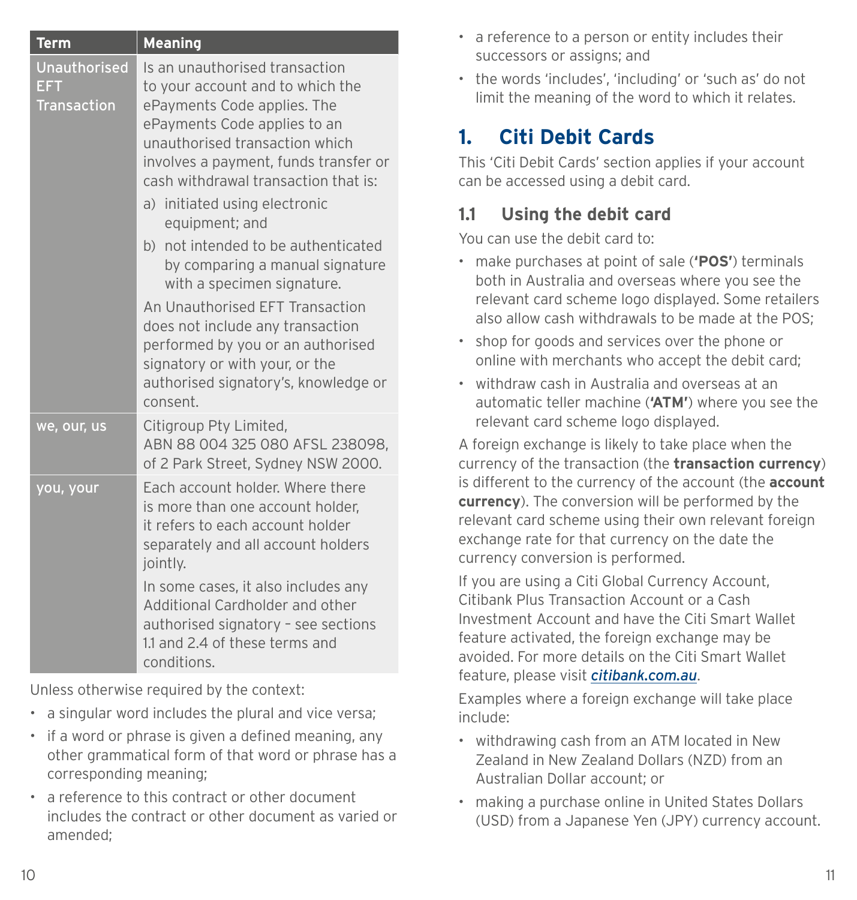| Term | Meaning |
| --- | --- |
| Unauthorised EFT Transaction | Is an unauthorised transaction to your account and to which the ePayments Code applies. The ePayments Code applies to an unauthorised transaction which involves a payment, funds transfer or cash withdrawal transaction that is:<br>a) initiated using electronic equipment; and<br>b) not intended to be authenticated by comparing a manual signature with a specimen signature.<br>An Unauthorised EFT Transaction does not include any transaction performed by you or an authorised signatory or with your, or the authorised signatory's, knowledge or consent. |
| we, our, us | Citigroup Pty Limited, ABN 88 004 325 080 AFSL 238098, of 2 Park Street, Sydney NSW 2000. |
| you, your | Each account holder. Where there is more than one account holder, it refers to each account holder separately and all account holders jointly.<br>In some cases, it also includes any Additional Cardholder and other authorised signatory – see sections 1.1 and 2.4 of these terms and conditions. |

Unless otherwise required by the context:

- a singular word includes the plural and vice versa;
- if a word or phrase is given a defined meaning, any other grammatical form of that word or phrase has a corresponding meaning;
- a reference to this contract or other document includes the contract or other document as varied or amended;
- a reference to a person or entity includes their successors or assigns; and
- the words 'includes', 'including' or 'such as' do not limit the meaning of the word to which it relates.

## 1. Citi Debit Cards

This 'Citi Debit Cards' section applies if your account can be accessed using a debit card.

### 1.1 Using the debit card

You can use the debit card to:

- make purchases at point of sale (**'POS'**) terminals both in Australia and overseas where you see the relevant card scheme logo displayed. Some retailers also allow cash withdrawals to be made at the POS;
- shop for goods and services over the phone or online with merchants who accept the debit card;
- withdraw cash in Australia and overseas at an automatic teller machine (**'ATM'**) where you see the relevant card scheme logo displayed.

A foreign exchange is likely to take place when the currency of the transaction (the **transaction currency**) is different to the currency of the account (the **account currency**). The conversion will be performed by the relevant card scheme using their own relevant foreign exchange rate for that currency on the date the currency conversion is performed.

If you are using a Citi Global Currency Account, Citibank Plus Transaction Account or a Cash Investment Account and have the Citi Smart Wallet feature activated, the foreign exchange may be avoided. For more details on the Citi Smart Wallet feature, please visit *citibank.com.au*.

Examples where a foreign exchange will take place include:

- withdrawing cash from an ATM located in New Zealand in New Zealand Dollars (NZD) from an Australian Dollar account; or
- making a purchase online in United States Dollars (USD) from a Japanese Yen (JPY) currency account.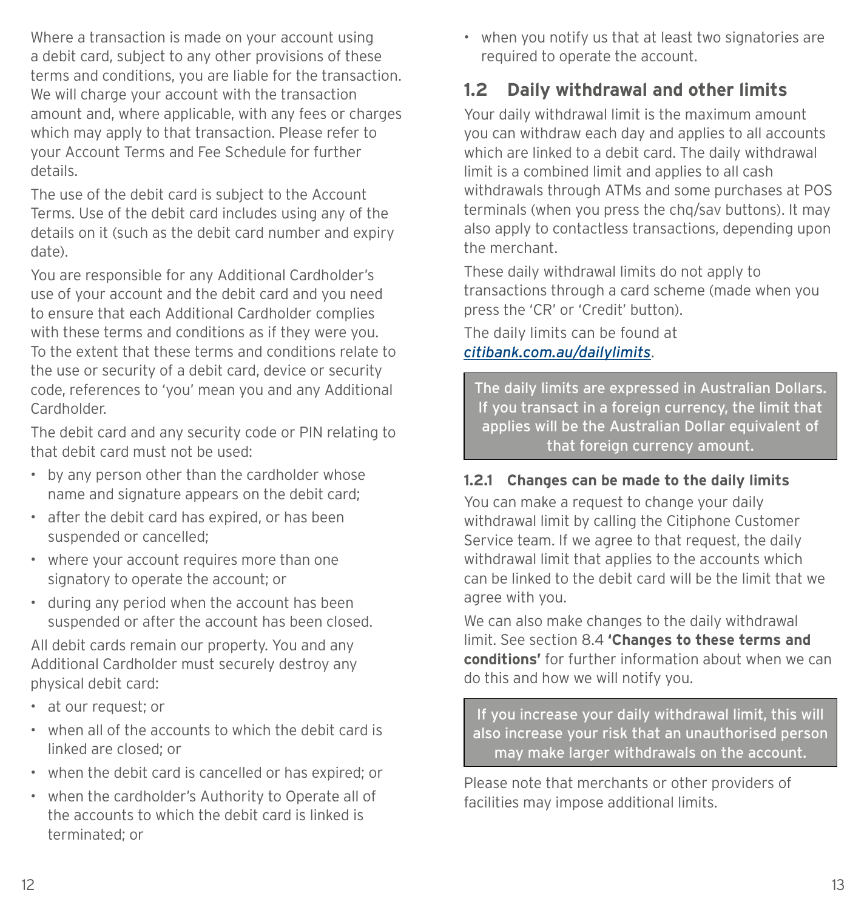Where a transaction is made on your account using a debit card, subject to any other provisions of these terms and conditions, you are liable for the transaction. We will charge your account with the transaction amount and, where applicable, with any fees or charges which may apply to that transaction. Please refer to your Account Terms and Fee Schedule for further details.

The use of the debit card is subject to the Account Terms. Use of the debit card includes using any of the details on it (such as the debit card number and expiry date).

You are responsible for any Additional Cardholder's use of your account and the debit card and you need to ensure that each Additional Cardholder complies with these terms and conditions as if they were you. To the extent that these terms and conditions relate to the use or security of a debit card, device or security code, references to 'you' mean you and any Additional Cardholder.

The debit card and any security code or PIN relating to that debit card must not be used:

- by any person other than the cardholder whose name and signature appears on the debit card;
- after the debit card has expired, or has been suspended or cancelled;
- where your account requires more than one signatory to operate the account; or
- during any period when the account has been suspended or after the account has been closed.

All debit cards remain our property. You and any Additional Cardholder must securely destroy any physical debit card:

- at our request; or
- when all of the accounts to which the debit card is linked are closed; or
- when the debit card is cancelled or has expired; or
- when the cardholder's Authority to Operate all of the accounts to which the debit card is linked is terminated; or
- when you notify us that at least two signatories are required to operate the account.

## 1.2 Daily withdrawal and other limits

Your daily withdrawal limit is the maximum amount you can withdraw each day and applies to all accounts which are linked to a debit card. The daily withdrawal limit is a combined limit and applies to all cash withdrawals through ATMs and some purchases at POS terminals (when you press the chq/sav buttons). It may also apply to contactless transactions, depending upon the merchant.

These daily withdrawal limits do not apply to transactions through a card scheme (made when you press the 'CR' or 'Credit' button).

The daily limits can be found at *citibank.com.au/dailylimits*.

> The daily limits are expressed in Australian Dollars. If you transact in a foreign currency, the limit that applies will be the Australian Dollar equivalent of that foreign currency amount.

### 1.2.1 Changes can be made to the daily limits

You can make a request to change your daily withdrawal limit by calling the Citiphone Customer Service team. If we agree to that request, the daily withdrawal limit that applies to the accounts which can be linked to the debit card will be the limit that we agree with you.

We can also make changes to the daily withdrawal limit. See section 8.4 **'Changes to these terms and conditions'** for further information about when we can do this and how we will notify you.

> If you increase your daily withdrawal limit, this will also increase your risk that an unauthorised person may make larger withdrawals on the account.

Please note that merchants or other providers of facilities may impose additional limits.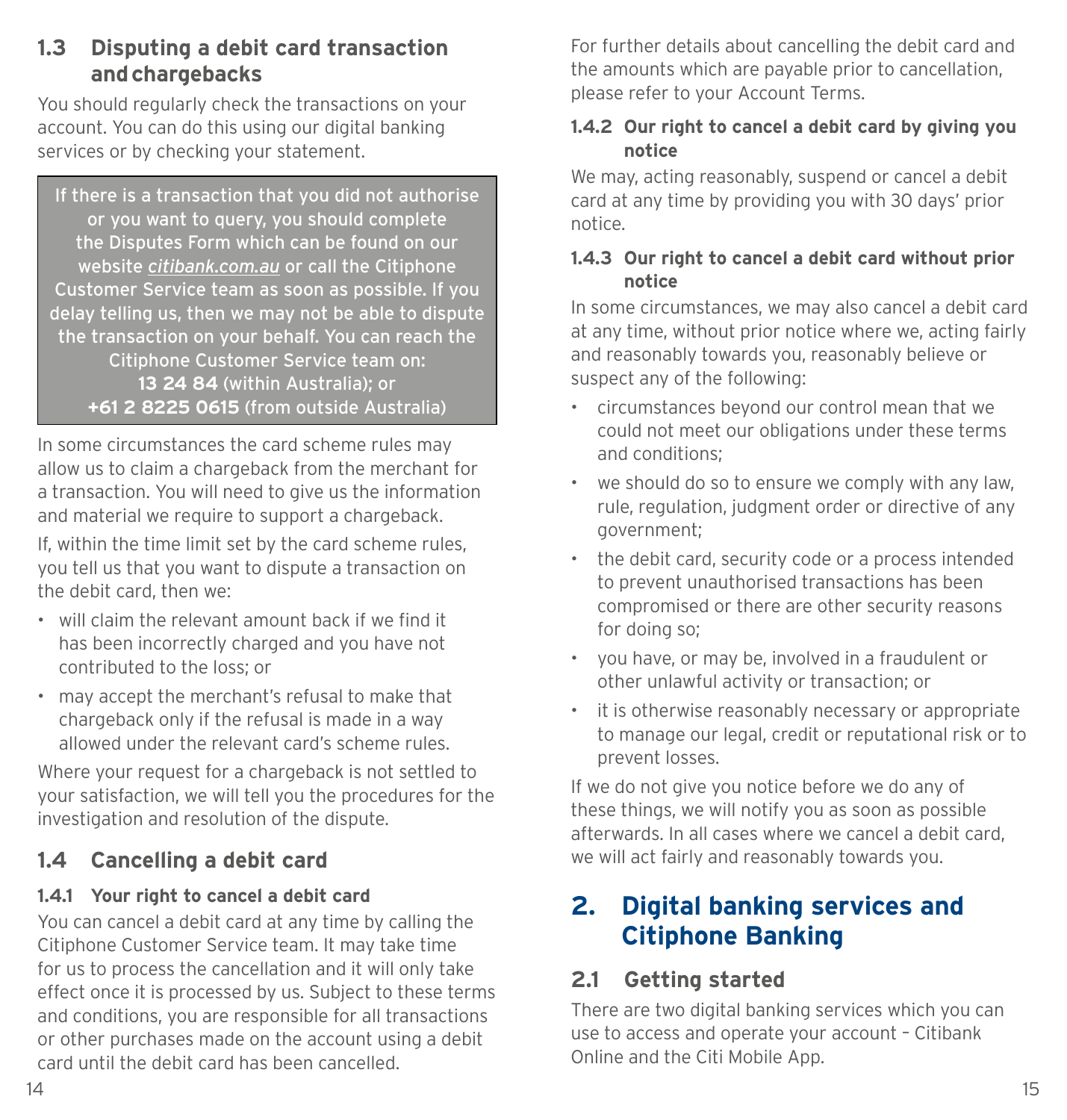## 1.3 Disputing a debit card transaction and chargebacks

You should regularly check the transactions on your account. You can do this using our digital banking services or by checking your statement.

If there is a transaction that you did not authorise or you want to query, you should complete the Disputes Form which can be found on our website *citibank.com.au* or call the Citiphone Customer Service team as soon as possible. If you delay telling us, then we may not be able to dispute the transaction on your behalf. You can reach the Citiphone Customer Service team on:
**13 24 84** (within Australia); or
**+61 2 8225 0615** (from outside Australia)

In some circumstances the card scheme rules may allow us to claim a chargeback from the merchant for a transaction. You will need to give us the information and material we require to support a chargeback.

If, within the time limit set by the card scheme rules, you tell us that you want to dispute a transaction on the debit card, then we:

- will claim the relevant amount back if we find it has been incorrectly charged and you have not contributed to the loss; or
- may accept the merchant's refusal to make that chargeback only if the refusal is made in a way allowed under the relevant card's scheme rules.

Where your request for a chargeback is not settled to your satisfaction, we will tell you the procedures for the investigation and resolution of the dispute.

## 1.4 Cancelling a debit card

### 1.4.1 Your right to cancel a debit card

You can cancel a debit card at any time by calling the Citiphone Customer Service team. It may take time for us to process the cancellation and it will only take effect once it is processed by us. Subject to these terms and conditions, you are responsible for all transactions or other purchases made on the account using a debit card until the debit card has been cancelled.

For further details about cancelling the debit card and the amounts which are payable prior to cancellation, please refer to your Account Terms.

### 1.4.2 Our right to cancel a debit card by giving you notice

We may, acting reasonably, suspend or cancel a debit card at any time by providing you with 30 days' prior notice.

### 1.4.3 Our right to cancel a debit card without prior notice

In some circumstances, we may also cancel a debit card at any time, without prior notice where we, acting fairly and reasonably towards you, reasonably believe or suspect any of the following:

- circumstances beyond our control mean that we could not meet our obligations under these terms and conditions;
- we should do so to ensure we comply with any law, rule, regulation, judgment order or directive of any government;
- the debit card, security code or a process intended to prevent unauthorised transactions has been compromised or there are other security reasons for doing so;
- you have, or may be, involved in a fraudulent or other unlawful activity or transaction; or
- it is otherwise reasonably necessary or appropriate to manage our legal, credit or reputational risk or to prevent losses.

If we do not give you notice before we do any of these things, we will notify you as soon as possible afterwards. In all cases where we cancel a debit card, we will act fairly and reasonably towards you.

# 2. Digital banking services and Citiphone Banking

## 2.1 Getting started

There are two digital banking services which you can use to access and operate your account – Citibank Online and the Citi Mobile App.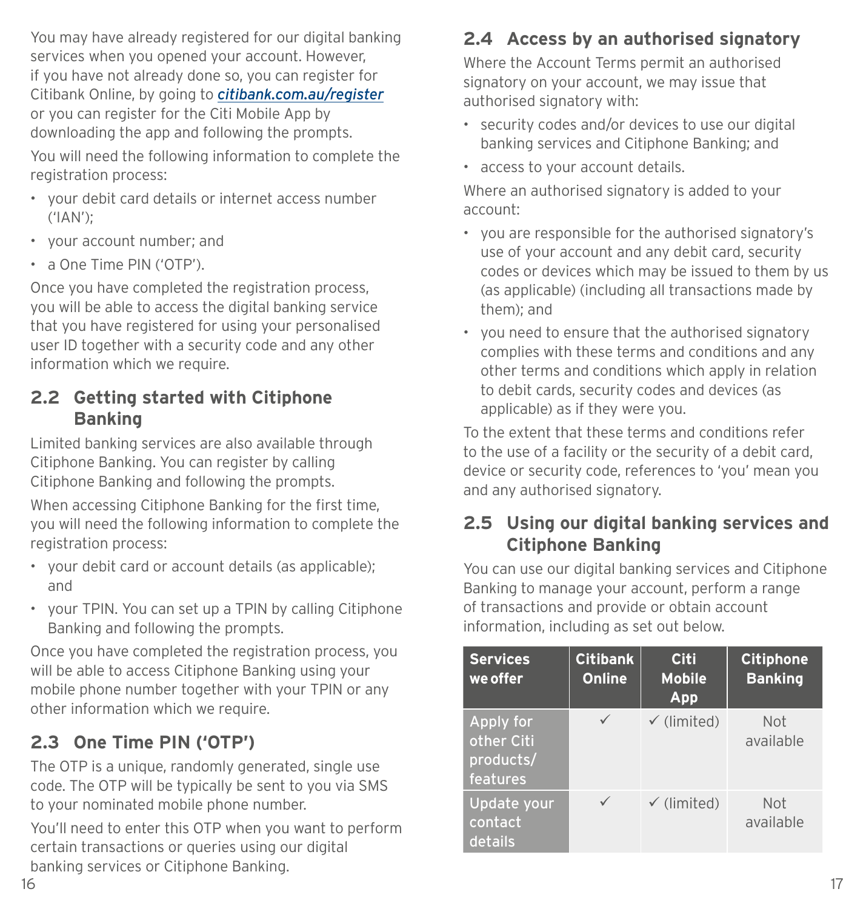You may have already registered for our digital banking services when you opened your account. However, if you have not already done so, you can register for Citibank Online, by going to *citibank.com.au/register* or you can register for the Citi Mobile App by downloading the app and following the prompts.

You will need the following information to complete the registration process:

- your debit card details or internet access number ('IAN');
- your account number; and
- a One Time PIN ('OTP').

Once you have completed the registration process, you will be able to access the digital banking service that you have registered for using your personalised user ID together with a security code and any other information which we require.

## 2.2 Getting started with Citiphone Banking

Limited banking services are also available through Citiphone Banking. You can register by calling Citiphone Banking and following the prompts.

When accessing Citiphone Banking for the first time, you will need the following information to complete the registration process:

- your debit card or account details (as applicable); and
- your TPIN. You can set up a TPIN by calling Citiphone Banking and following the prompts.

Once you have completed the registration process, you will be able to access Citiphone Banking using your mobile phone number together with your TPIN or any other information which we require.

## 2.3 One Time PIN ('OTP')

The OTP is a unique, randomly generated, single use code. The OTP will be typically be sent to you via SMS to your nominated mobile phone number.

You'll need to enter this OTP when you want to perform certain transactions or queries using our digital banking services or Citiphone Banking.

## 2.4 Access by an authorised signatory

Where the Account Terms permit an authorised signatory on your account, we may issue that authorised signatory with:

- security codes and/or devices to use our digital banking services and Citiphone Banking; and
- access to your account details.

Where an authorised signatory is added to your account:

- you are responsible for the authorised signatory's use of your account and any debit card, security codes or devices which may be issued to them by us (as applicable) (including all transactions made by them); and
- you need to ensure that the authorised signatory complies with these terms and conditions and any other terms and conditions which apply in relation to debit cards, security codes and devices (as applicable) as if they were you.

To the extent that these terms and conditions refer to the use of a facility or the security of a debit card, device or security code, references to 'you' mean you and any authorised signatory.

## 2.5 Using our digital banking services and Citiphone Banking

You can use our digital banking services and Citiphone Banking to manage your account, perform a range of transactions and provide or obtain account information, including as set out below.

| Services we offer | Citibank Online | Citi Mobile App | Citiphone Banking |
|---|---|---|---|
| Apply for other Citi products/ features | ✓ | ✓ (limited) | Not available |
| Update your contact details | ✓ | ✓ (limited) | Not available |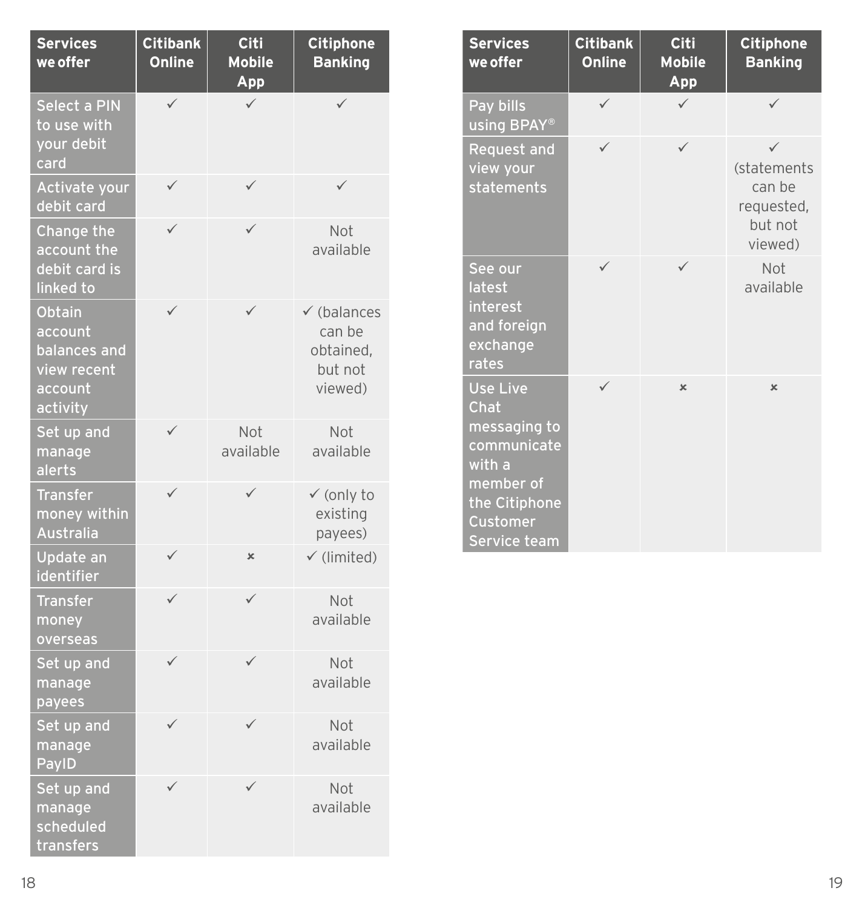| Services we offer | Citibank Online | Citi Mobile App | Citiphone Banking |
|---|---|---|---|
| Select a PIN to use with your debit card | ✓ | ✓ | ✓ |
| Activate your debit card | ✓ | ✓ | ✓ |
| Change the account the debit card is linked to | ✓ | ✓ | Not available |
| Obtain account balances and view recent account activity | ✓ | ✓ | ✓ (balances can be obtained, but not viewed) |
| Set up and manage alerts | ✓ | Not available | Not available |
| Transfer money within Australia | ✓ | ✓ | ✓ (only to existing payees) |
| Update an identifier | ✓ | × | ✓ (limited) |
| Transfer money overseas | ✓ | ✓ | Not available |
| Set up and manage payees | ✓ | ✓ | Not available |
| Set up and manage PayID | ✓ | ✓ | Not available |
| Set up and manage scheduled transfers | ✓ | ✓ | Not available |
| Pay bills using BPAY® | ✓ | ✓ | ✓ |
| Request and view your statements | ✓ | ✓ | ✓ (statements can be requested, but not viewed) |
| See our latest interest and foreign exchange rates | ✓ | ✓ | Not available |
| Use Live Chat messaging to communicate with a member of the Citiphone Customer Service team | ✓ | × | × |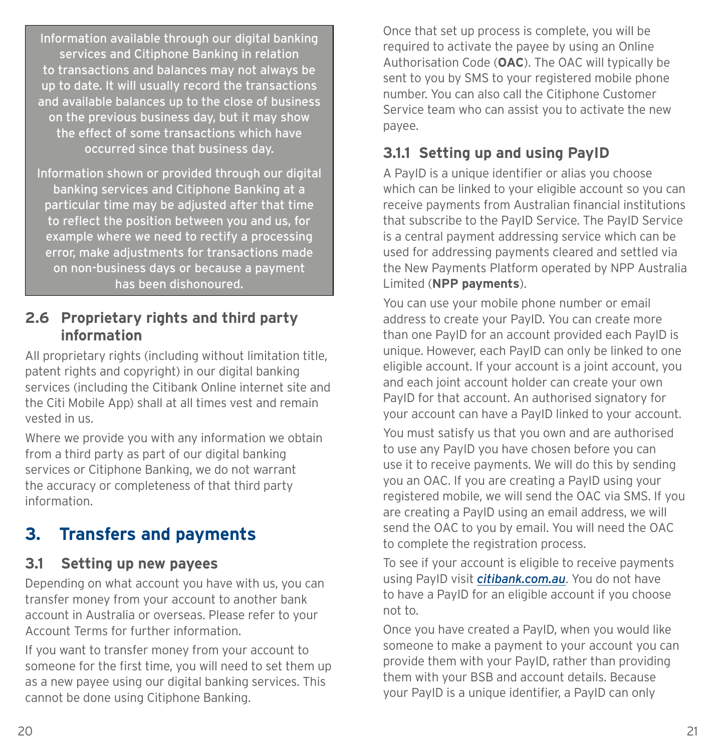Information available through our digital banking services and Citiphone Banking in relation to transactions and balances may not always be up to date. It will usually record the transactions and available balances up to the close of business on the previous business day, but it may show the effect of some transactions which have occurred since that business day.

Information shown or provided through our digital banking services and Citiphone Banking at a particular time may be adjusted after that time to reflect the position between you and us, for example where we need to rectify a processing error, make adjustments for transactions made on non-business days or because a payment has been dishonoured.

### 2.6 Proprietary rights and third party information

All proprietary rights (including without limitation title, patent rights and copyright) in our digital banking services (including the Citibank Online internet site and the Citi Mobile App) shall at all times vest and remain vested in us.

Where we provide you with any information we obtain from a third party as part of our digital banking services or Citiphone Banking, we do not warrant the accuracy or completeness of that third party information.

## 3. Transfers and payments

### 3.1 Setting up new payees

Depending on what account you have with us, you can transfer money from your account to another bank account in Australia or overseas. Please refer to your Account Terms for further information.

If you want to transfer money from your account to someone for the first time, you will need to set them up as a new payee using our digital banking services. This cannot be done using Citiphone Banking.

Once that set up process is complete, you will be required to activate the payee by using an Online Authorisation Code (**OAC**). The OAC will typically be sent to you by SMS to your registered mobile phone number. You can also call the Citiphone Customer Service team who can assist you to activate the new payee.

#### 3.1.1 Setting up and using PayID

A PayID is a unique identifier or alias you choose which can be linked to your eligible account so you can receive payments from Australian financial institutions that subscribe to the PayID Service. The PayID Service is a central payment addressing service which can be used for addressing payments cleared and settled via the New Payments Platform operated by NPP Australia Limited (**NPP payments**).

You can use your mobile phone number or email address to create your PayID. You can create more than one PayID for an account provided each PayID is unique. However, each PayID can only be linked to one eligible account. If your account is a joint account, you and each joint account holder can create your own PayID for that account. An authorised signatory for your account can have a PayID linked to your account.

You must satisfy us that you own and are authorised to use any PayID you have chosen before you can use it to receive payments. We will do this by sending you an OAC. If you are creating a PayID using your registered mobile, we will send the OAC via SMS. If you are creating a PayID using an email address, we will send the OAC to you by email. You will need the OAC to complete the registration process.

To see if your account is eligible to receive payments using PayID visit *citibank.com.au*. You do not have to have a PayID for an eligible account if you choose not to.

Once you have created a PayID, when you would like someone to make a payment to your account you can provide them with your PayID, rather than providing them with your BSB and account details. Because your PayID is a unique identifier, a PayID can only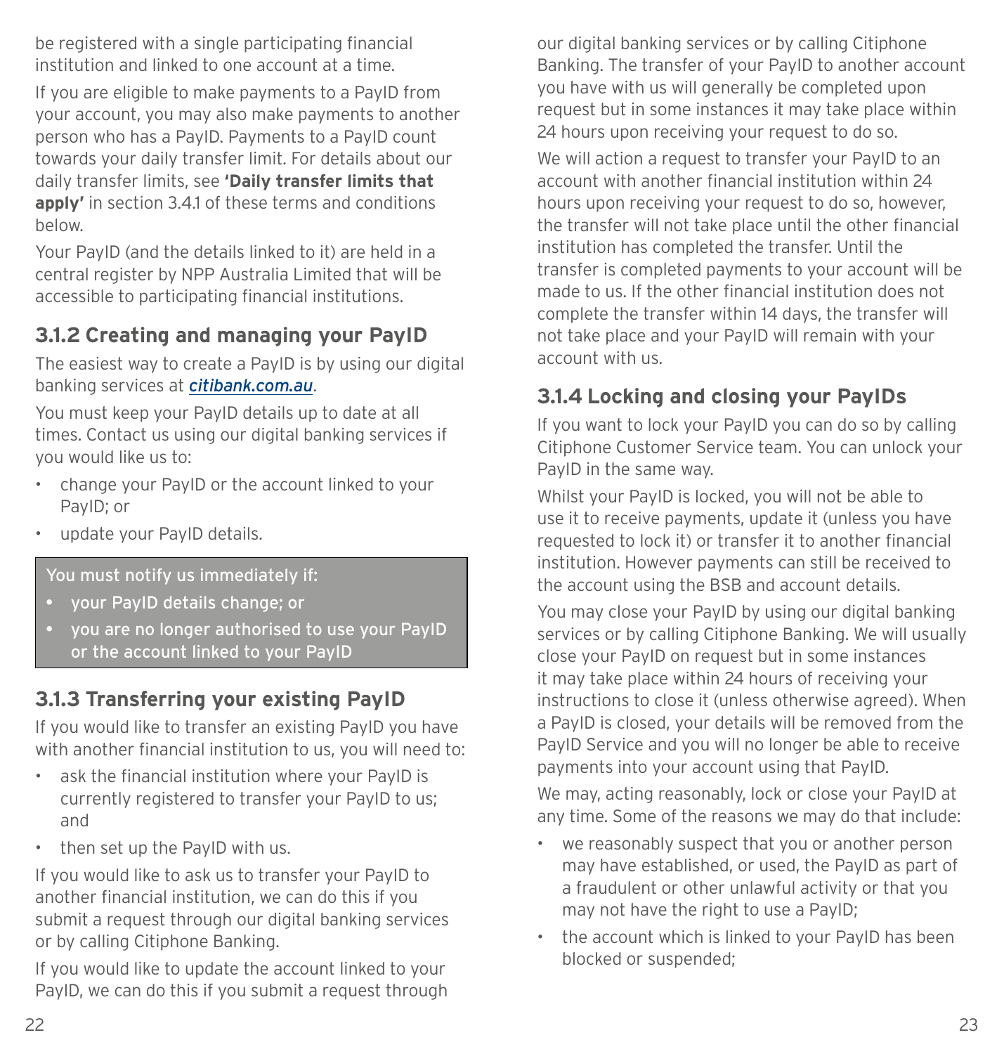be registered with a single participating financial institution and linked to one account at a time.

If you are eligible to make payments to a PayID from your account, you may also make payments to another person who has a PayID. Payments to a PayID count towards your daily transfer limit. For details about our daily transfer limits, see **'Daily transfer limits that apply'** in section 3.4.1 of these terms and conditions below.

Your PayID (and the details linked to it) are held in a central register by NPP Australia Limited that will be accessible to participating financial institutions.

### 3.1.2 Creating and managing your PayID

The easiest way to create a PayID is by using our digital banking services at *citibank.com.au*.

You must keep your PayID details up to date at all times. Contact us using our digital banking services if you would like us to:

- change your PayID or the account linked to your PayID; or
- update your PayID details.

> You must notify us immediately if:
> - your PayID details change; or
> - you are no longer authorised to use your PayID or the account linked to your PayID

### 3.1.3 Transferring your existing PayID

If you would like to transfer an existing PayID you have with another financial institution to us, you will need to:

- ask the financial institution where your PayID is currently registered to transfer your PayID to us; and
- then set up the PayID with us.

If you would like to ask us to transfer your PayID to another financial institution, we can do this if you submit a request through our digital banking services or by calling Citiphone Banking.

If you would like to update the account linked to your PayID, we can do this if you submit a request through our digital banking services or by calling Citiphone Banking. The transfer of your PayID to another account you have with us will generally be completed upon request but in some instances it may take place within 24 hours upon receiving your request to do so.

We will action a request to transfer your PayID to an account with another financial institution within 24 hours upon receiving your request to do so, however, the transfer will not take place until the other financial institution has completed the transfer. Until the transfer is completed payments to your account will be made to us. If the other financial institution does not complete the transfer within 14 days, the transfer will not take place and your PayID will remain with your account with us.

### 3.1.4 Locking and closing your PayIDs

If you want to lock your PayID you can do so by calling Citiphone Customer Service team. You can unlock your PayID in the same way.

Whilst your PayID is locked, you will not be able to use it to receive payments, update it (unless you have requested to lock it) or transfer it to another financial institution. However payments can still be received to the account using the BSB and account details.

You may close your PayID by using our digital banking services or by calling Citiphone Banking. We will usually close your PayID on request but in some instances it may take place within 24 hours of receiving your instructions to close it (unless otherwise agreed). When a PayID is closed, your details will be removed from the PayID Service and you will no longer be able to receive payments into your account using that PayID.

We may, acting reasonably, lock or close your PayID at any time. Some of the reasons we may do that include:

- we reasonably suspect that you or another person may have established, or used, the PayID as part of a fraudulent or other unlawful activity or that you may not have the right to use a PayID;
- the account which is linked to your PayID has been blocked or suspended;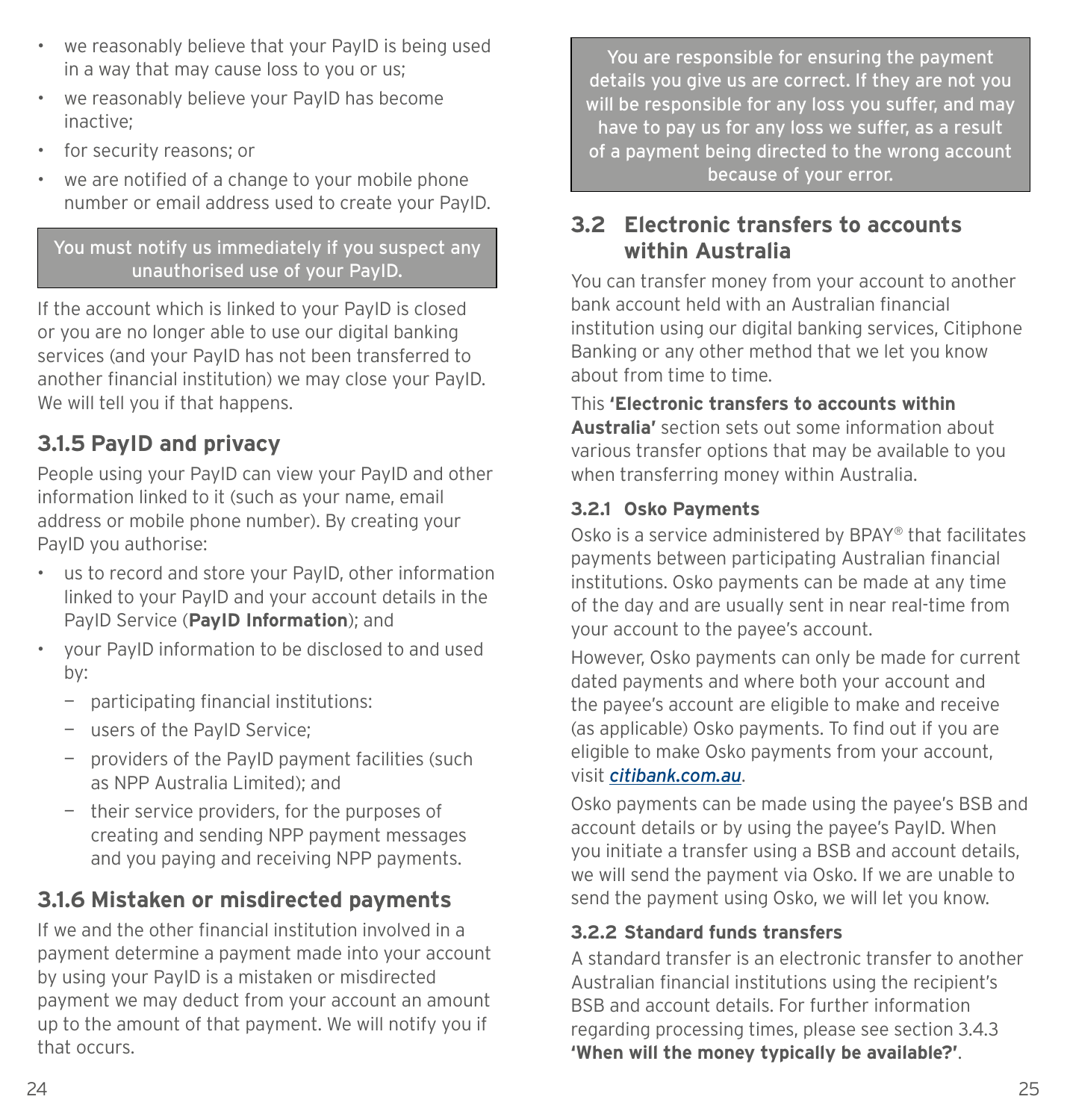- we reasonably believe that your PayID is being used in a way that may cause loss to you or us;
- we reasonably believe your PayID has become inactive;
- for security reasons; or
- we are notified of a change to your mobile phone number or email address used to create your PayID.

> You must notify us immediately if you suspect any unauthorised use of your PayID.

If the account which is linked to your PayID is closed or you are no longer able to use our digital banking services (and your PayID has not been transferred to another financial institution) we may close your PayID. We will tell you if that happens.

### 3.1.5 PayID and privacy

People using your PayID can view your PayID and other information linked to it (such as your name, email address or mobile phone number). By creating your PayID you authorise:

- us to record and store your PayID, other information linked to your PayID and your account details in the PayID Service (**PayID Information**); and
- your PayID information to be disclosed to and used by:
  - participating financial institutions:
  - users of the PayID Service;
  - providers of the PayID payment facilities (such as NPP Australia Limited); and
  - their service providers, for the purposes of creating and sending NPP payment messages and you paying and receiving NPP payments.

### 3.1.6 Mistaken or misdirected payments

If we and the other financial institution involved in a payment determine a payment made into your account by using your PayID is a mistaken or misdirected payment we may deduct from your account an amount up to the amount of that payment. We will notify you if that occurs.

> You are responsible for ensuring the payment details you give us are correct. If they are not you will be responsible for any loss you suffer, and may have to pay us for any loss we suffer, as a result of a payment being directed to the wrong account because of your error.

## 3.2 Electronic transfers to accounts within Australia

You can transfer money from your account to another bank account held with an Australian financial institution using our digital banking services, Citiphone Banking or any other method that we let you know about from time to time.

This **'Electronic transfers to accounts within Australia'** section sets out some information about various transfer options that may be available to you when transferring money within Australia.

#### 3.2.1 Osko Payments

Osko is a service administered by BPAY® that facilitates payments between participating Australian financial institutions. Osko payments can be made at any time of the day and are usually sent in near real-time from your account to the payee's account.

However, Osko payments can only be made for current dated payments and where both your account and the payee's account are eligible to make and receive (as applicable) Osko payments. To find out if you are eligible to make Osko payments from your account, visit *citibank.com.au*.

Osko payments can be made using the payee's BSB and account details or by using the payee's PayID. When you initiate a transfer using a BSB and account details, we will send the payment via Osko. If we are unable to send the payment using Osko, we will let you know.

#### 3.2.2 Standard funds transfers

A standard transfer is an electronic transfer to another Australian financial institutions using the recipient's BSB and account details. For further information regarding processing times, please see section 3.4.3 **'When will the money typically be available?'**.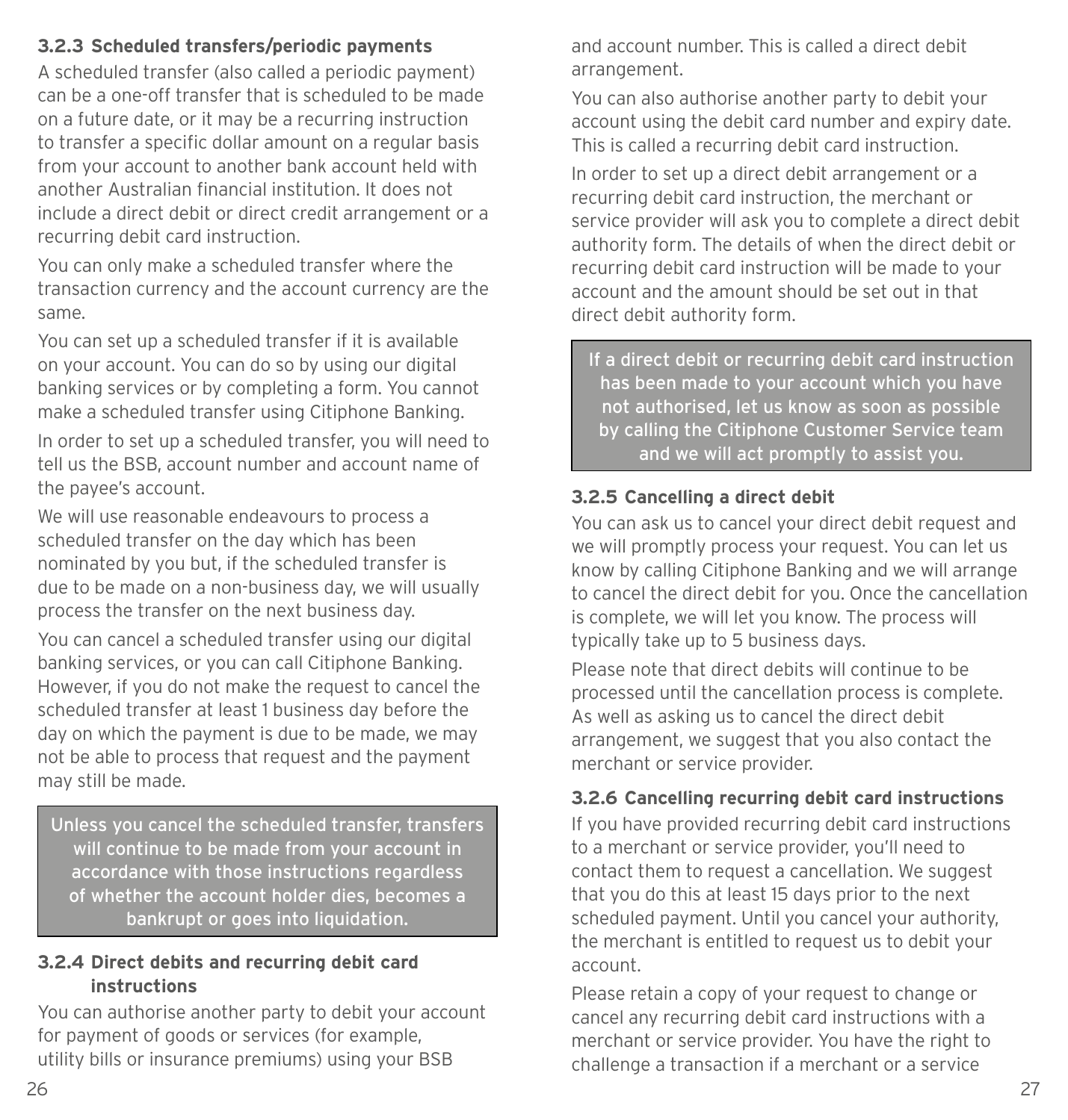### 3.2.3 Scheduled transfers/periodic payments

A scheduled transfer (also called a periodic payment) can be a one-off transfer that is scheduled to be made on a future date, or it may be a recurring instruction to transfer a specific dollar amount on a regular basis from your account to another bank account held with another Australian financial institution. It does not include a direct debit or direct credit arrangement or a recurring debit card instruction.

You can only make a scheduled transfer where the transaction currency and the account currency are the same.

You can set up a scheduled transfer if it is available on your account. You can do so by using our digital banking services or by completing a form. You cannot make a scheduled transfer using Citiphone Banking.

In order to set up a scheduled transfer, you will need to tell us the BSB, account number and account name of the payee's account.

We will use reasonable endeavours to process a scheduled transfer on the day which has been nominated by you but, if the scheduled transfer is due to be made on a non-business day, we will usually process the transfer on the next business day.

You can cancel a scheduled transfer using our digital banking services, or you can call Citiphone Banking. However, if you do not make the request to cancel the scheduled transfer at least 1 business day before the day on which the payment is due to be made, we may not be able to process that request and the payment may still be made.

> Unless you cancel the scheduled transfer, transfers will continue to be made from your account in accordance with those instructions regardless of whether the account holder dies, becomes a bankrupt or goes into liquidation.

### 3.2.4 Direct debits and recurring debit card instructions

You can authorise another party to debit your account for payment of goods or services (for example, utility bills or insurance premiums) using your BSB and account number. This is called a direct debit arrangement.

You can also authorise another party to debit your account using the debit card number and expiry date. This is called a recurring debit card instruction.

In order to set up a direct debit arrangement or a recurring debit card instruction, the merchant or service provider will ask you to complete a direct debit authority form. The details of when the direct debit or recurring debit card instruction will be made to your account and the amount should be set out in that direct debit authority form.

> If a direct debit or recurring debit card instruction has been made to your account which you have not authorised, let us know as soon as possible by calling the Citiphone Customer Service team and we will act promptly to assist you.

### 3.2.5 Cancelling a direct debit

You can ask us to cancel your direct debit request and we will promptly process your request. You can let us know by calling Citiphone Banking and we will arrange to cancel the direct debit for you. Once the cancellation is complete, we will let you know. The process will typically take up to 5 business days.

Please note that direct debits will continue to be processed until the cancellation process is complete. As well as asking us to cancel the direct debit arrangement, we suggest that you also contact the merchant or service provider.

### 3.2.6 Cancelling recurring debit card instructions

If you have provided recurring debit card instructions to a merchant or service provider, you'll need to contact them to request a cancellation. We suggest that you do this at least 15 days prior to the next scheduled payment. Until you cancel your authority, the merchant is entitled to request us to debit your account.

Please retain a copy of your request to change or cancel any recurring debit card instructions with a merchant or service provider. You have the right to challenge a transaction if a merchant or a service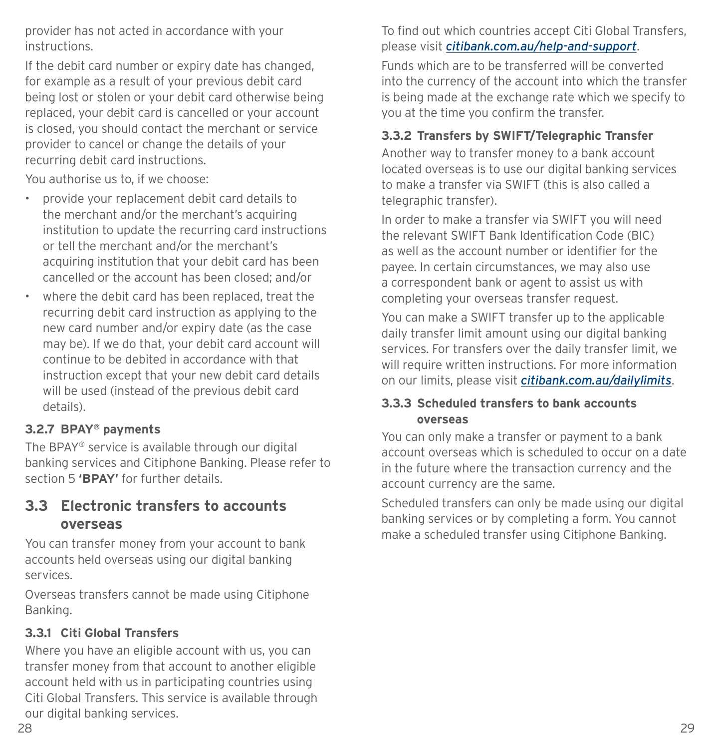provider has not acted in accordance with your instructions.

If the debit card number or expiry date has changed, for example as a result of your previous debit card being lost or stolen or your debit card otherwise being replaced, your debit card is cancelled or your account is closed, you should contact the merchant or service provider to cancel or change the details of your recurring debit card instructions.

You authorise us to, if we choose:

- provide your replacement debit card details to the merchant and/or the merchant's acquiring institution to update the recurring card instructions or tell the merchant and/or the merchant's acquiring institution that your debit card has been cancelled or the account has been closed; and/or
- where the debit card has been replaced, treat the recurring debit card instruction as applying to the new card number and/or expiry date (as the case may be). If we do that, your debit card account will continue to be debited in accordance with that instruction except that your new debit card details will be used (instead of the previous debit card details).

### 3.2.7 BPAY® payments

The BPAY® service is available through our digital banking services and Citiphone Banking. Please refer to section 5 **'BPAY'** for further details.

## 3.3 Electronic transfers to accounts overseas

You can transfer money from your account to bank accounts held overseas using our digital banking services.

Overseas transfers cannot be made using Citiphone Banking.

### 3.3.1 Citi Global Transfers

Where you have an eligible account with us, you can transfer money from that account to another eligible account held with us in participating countries using Citi Global Transfers. This service is available through our digital banking services.

To find out which countries accept Citi Global Transfers, please visit *citibank.com.au/help-and-support*.

Funds which are to be transferred will be converted into the currency of the account into which the transfer is being made at the exchange rate which we specify to you at the time you confirm the transfer.

### 3.3.2 Transfers by SWIFT/Telegraphic Transfer

Another way to transfer money to a bank account located overseas is to use our digital banking services to make a transfer via SWIFT (this is also called a telegraphic transfer).

In order to make a transfer via SWIFT you will need the relevant SWIFT Bank Identification Code (BIC) as well as the account number or identifier for the payee. In certain circumstances, we may also use a correspondent bank or agent to assist us with completing your overseas transfer request.

You can make a SWIFT transfer up to the applicable daily transfer limit amount using our digital banking services. For transfers over the daily transfer limit, we will require written instructions. For more information on our limits, please visit *citibank.com.au/dailylimits*.

### 3.3.3 Scheduled transfers to bank accounts overseas

You can only make a transfer or payment to a bank account overseas which is scheduled to occur on a date in the future where the transaction currency and the account currency are the same.

Scheduled transfers can only be made using our digital banking services or by completing a form. You cannot make a scheduled transfer using Citiphone Banking.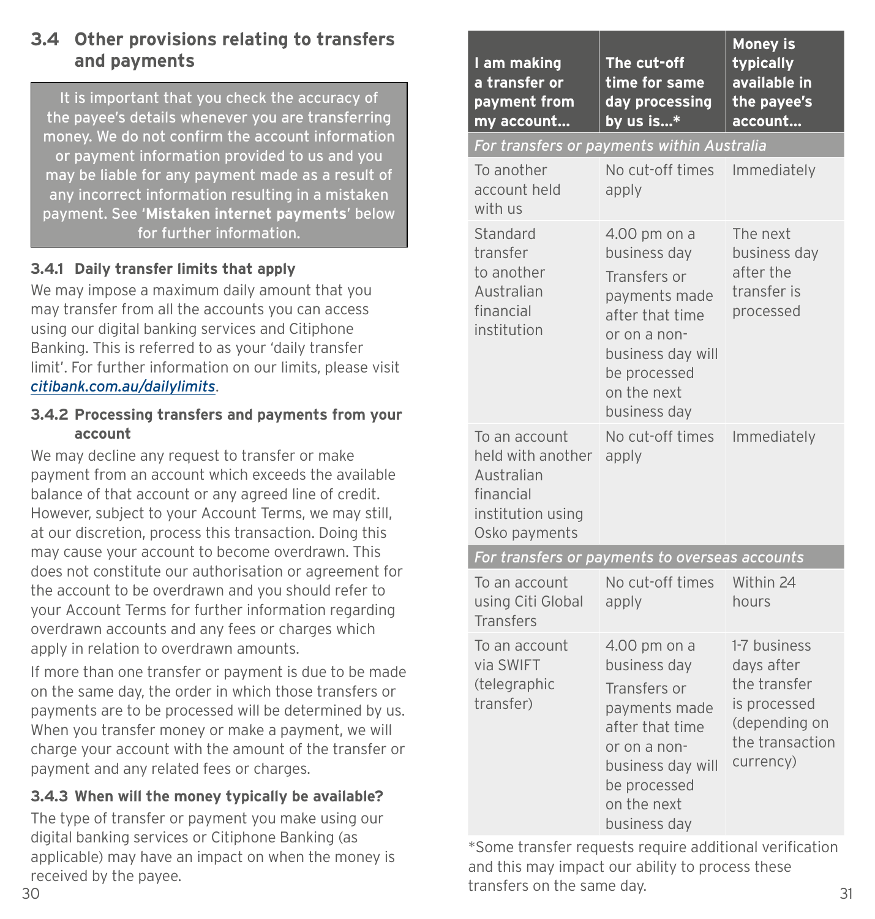## 3.4 Other provisions relating to transfers and payments

It is important that you check the accuracy of the payee's details whenever you are transferring money. We do not confirm the account information or payment information provided to us and you may be liable for any payment made as a result of any incorrect information resulting in a mistaken payment. See '**Mistaken internet payments**' below for further information.

### 3.4.1 Daily transfer limits that apply

We may impose a maximum daily amount that you may transfer from all the accounts you can access using our digital banking services and Citiphone Banking. This is referred to as your 'daily transfer limit'. For further information on our limits, please visit *citibank.com.au/dailylimits*.

### 3.4.2 Processing transfers and payments from your account

We may decline any request to transfer or make payment from an account which exceeds the available balance of that account or any agreed line of credit. However, subject to your Account Terms, we may still, at our discretion, process this transaction. Doing this may cause your account to become overdrawn. This does not constitute our authorisation or agreement for the account to be overdrawn and you should refer to your Account Terms for further information regarding overdrawn accounts and any fees or charges which apply in relation to overdrawn amounts.

If more than one transfer or payment is due to be made on the same day, the order in which those transfers or payments are to be processed will be determined by us. When you transfer money or make a payment, we will charge your account with the amount of the transfer or payment and any related fees or charges.

### 3.4.3 When will the money typically be available?

The type of transfer or payment you make using our digital banking services or Citiphone Banking (as applicable) may have an impact on when the money is received by the payee.

| I am making a transfer or payment from my account... | The cut-off time for same day processing by us is...* | Money is typically available in the payee's account... |
|---|---|---|
| *For transfers or payments within Australia* | | |
| To another account held with us | No cut-off times apply | Immediately |
| Standard transfer to another Australian financial institution | 4.00 pm on a business day<br>Transfers or payments made after that time or on a non-business day will be processed on the next business day | The next business day after the transfer is processed |
| To an account held with another Australian financial institution using Osko payments | No cut-off times apply | Immediately |
| *For transfers or payments to overseas accounts* | | |
| To an account using Citi Global Transfers | No cut-off times apply | Within 24 hours |
| To an account via SWIFT (telegraphic transfer) | 4.00 pm on a business day<br>Transfers or payments made after that time or on a non-business day will be processed on the next business day | 1-7 business days after the transfer is processed (depending on the transaction currency) |

*Some transfer requests require additional verification and this may impact our ability to process these transfers on the same day.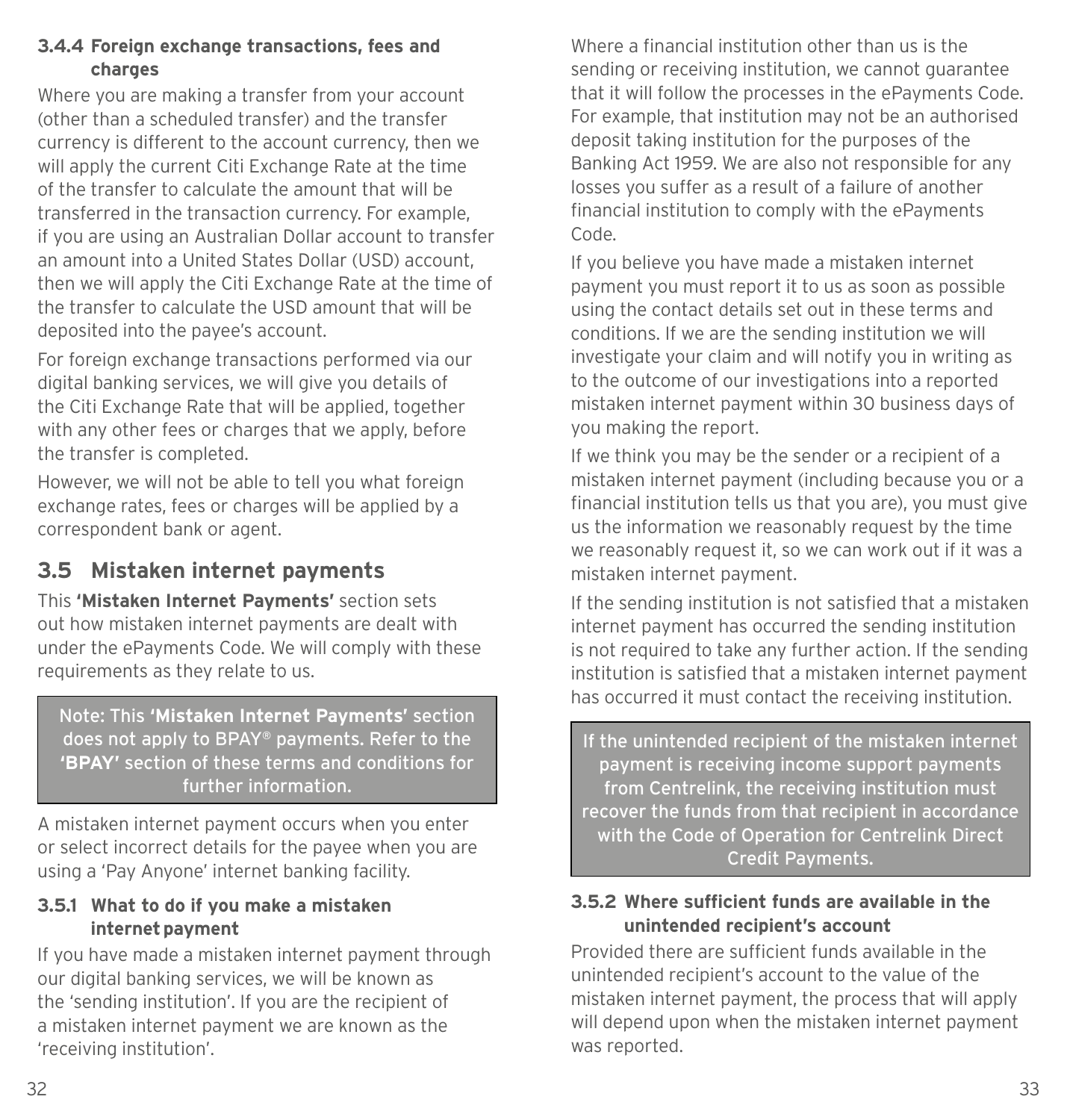#### 3.4.4 Foreign exchange transactions, fees and charges

Where you are making a transfer from your account (other than a scheduled transfer) and the transfer currency is different to the account currency, then we will apply the current Citi Exchange Rate at the time of the transfer to calculate the amount that will be transferred in the transaction currency. For example, if you are using an Australian Dollar account to transfer an amount into a United States Dollar (USD) account, then we will apply the Citi Exchange Rate at the time of the transfer to calculate the USD amount that will be deposited into the payee's account.

For foreign exchange transactions performed via our digital banking services, we will give you details of the Citi Exchange Rate that will be applied, together with any other fees or charges that we apply, before the transfer is completed.

However, we will not be able to tell you what foreign exchange rates, fees or charges will be applied by a correspondent bank or agent.

## 3.5 Mistaken internet payments

This **'Mistaken Internet Payments'** section sets out how mistaken internet payments are dealt with under the ePayments Code. We will comply with these requirements as they relate to us.

> Note: This **'Mistaken Internet Payments'** section does not apply to BPAY® payments. Refer to the **'BPAY'** section of these terms and conditions for further information.

A mistaken internet payment occurs when you enter or select incorrect details for the payee when you are using a 'Pay Anyone' internet banking facility.

#### 3.5.1 What to do if you make a mistaken internet payment

If you have made a mistaken internet payment through our digital banking services, we will be known as the 'sending institution'. If you are the recipient of a mistaken internet payment we are known as the 'receiving institution'.

Where a financial institution other than us is the sending or receiving institution, we cannot guarantee that it will follow the processes in the ePayments Code. For example, that institution may not be an authorised deposit taking institution for the purposes of the Banking Act 1959. We are also not responsible for any losses you suffer as a result of a failure of another financial institution to comply with the ePayments Code.

If you believe you have made a mistaken internet payment you must report it to us as soon as possible using the contact details set out in these terms and conditions. If we are the sending institution we will investigate your claim and will notify you in writing as to the outcome of our investigations into a reported mistaken internet payment within 30 business days of you making the report.

If we think you may be the sender or a recipient of a mistaken internet payment (including because you or a financial institution tells us that you are), you must give us the information we reasonably request by the time we reasonably request it, so we can work out if it was a mistaken internet payment.

If the sending institution is not satisfied that a mistaken internet payment has occurred the sending institution is not required to take any further action. If the sending institution is satisfied that a mistaken internet payment has occurred it must contact the receiving institution.

> If the unintended recipient of the mistaken internet payment is receiving income support payments from Centrelink, the receiving institution must recover the funds from that recipient in accordance with the Code of Operation for Centrelink Direct Credit Payments.

#### 3.5.2 Where sufficient funds are available in the unintended recipient's account

Provided there are sufficient funds available in the unintended recipient's account to the value of the mistaken internet payment, the process that will apply will depend upon when the mistaken internet payment was reported.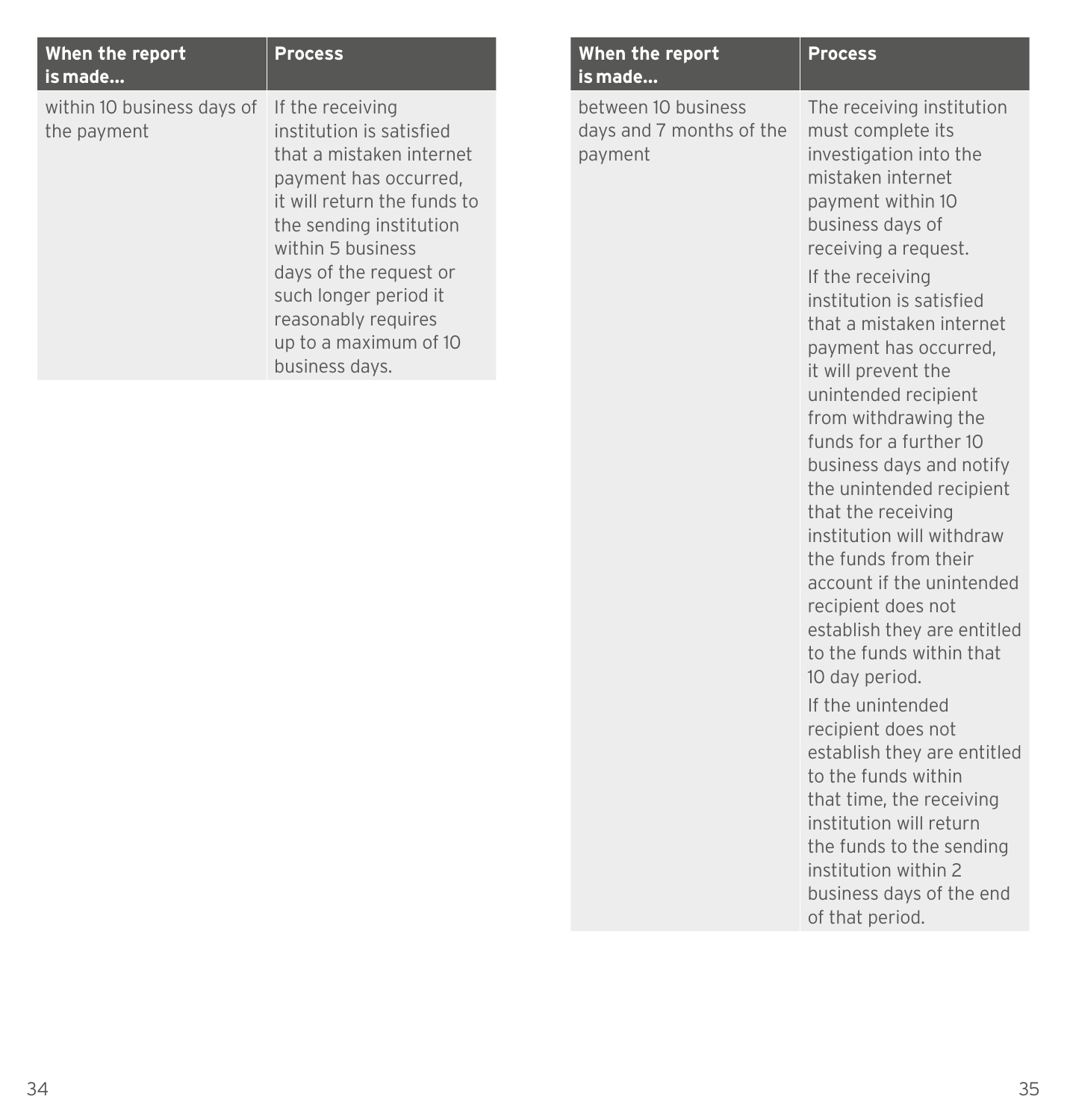| When the report is made... | Process |
| --- | --- |
| within 10 business days of the payment | If the receiving institution is satisfied that a mistaken internet payment has occurred, it will return the funds to the sending institution within 5 business days of the request or such longer period it reasonably requires up to a maximum of 10 business days. |

| When the report is made... | Process |
| --- | --- |
| between 10 business days and 7 months of the payment | The receiving institution must complete its investigation into the mistaken internet payment within 10 business days of receiving a request.<br><br>If the receiving institution is satisfied that a mistaken internet payment has occurred, it will prevent the unintended recipient from withdrawing the funds for a further 10 business days and notify the unintended recipient that the receiving institution will withdraw the funds from their account if the unintended recipient does not establish they are entitled to the funds within that 10 day period.<br><br>If the unintended recipient does not establish they are entitled to the funds within that time, the receiving institution will return the funds to the sending institution within 2 business days of the end of that period. |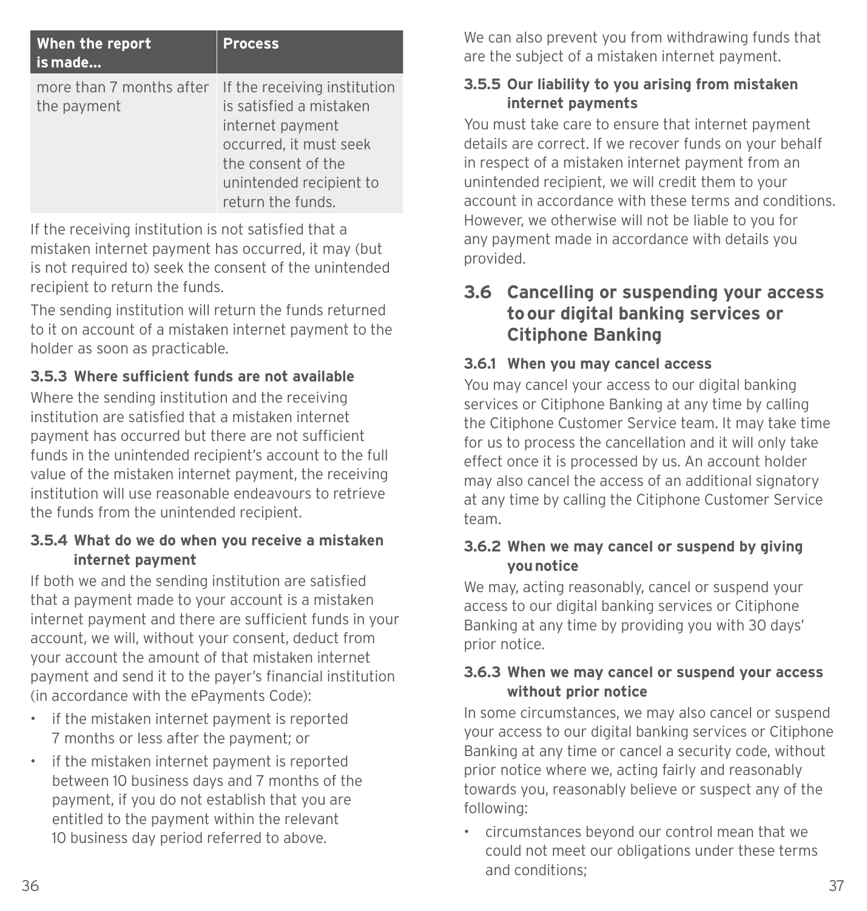| When the report is made… | Process |
|---|---|
| more than 7 months after the payment | If the receiving institution is satisfied a mistaken internet payment occurred, it must seek the consent of the unintended recipient to return the funds. |

If the receiving institution is not satisfied that a mistaken internet payment has occurred, it may (but is not required to) seek the consent of the unintended recipient to return the funds.

The sending institution will return the funds returned to it on account of a mistaken internet payment to the holder as soon as practicable.

#### 3.5.3 Where sufficient funds are not available

Where the sending institution and the receiving institution are satisfied that a mistaken internet payment has occurred but there are not sufficient funds in the unintended recipient's account to the full value of the mistaken internet payment, the receiving institution will use reasonable endeavours to retrieve the funds from the unintended recipient.

#### 3.5.4 What do we do when you receive a mistaken internet payment

If both we and the sending institution are satisfied that a payment made to your account is a mistaken internet payment and there are sufficient funds in your account, we will, without your consent, deduct from your account the amount of that mistaken internet payment and send it to the payer's financial institution (in accordance with the ePayments Code):

- if the mistaken internet payment is reported 7 months or less after the payment; or
- if the mistaken internet payment is reported between 10 business days and 7 months of the payment, if you do not establish that you are entitled to the payment within the relevant 10 business day period referred to above.

We can also prevent you from withdrawing funds that are the subject of a mistaken internet payment.

#### 3.5.5 Our liability to you arising from mistaken internet payments

You must take care to ensure that internet payment details are correct. If we recover funds on your behalf in respect of a mistaken internet payment from an unintended recipient, we will credit them to your account in accordance with these terms and conditions. However, we otherwise will not be liable to you for any payment made in accordance with details you provided.

### 3.6 Cancelling or suspending your access to our digital banking services or Citiphone Banking

#### 3.6.1 When you may cancel access

You may cancel your access to our digital banking services or Citiphone Banking at any time by calling the Citiphone Customer Service team. It may take time for us to process the cancellation and it will only take effect once it is processed by us. An account holder may also cancel the access of an additional signatory at any time by calling the Citiphone Customer Service team.

#### 3.6.2 When we may cancel or suspend by giving you notice

We may, acting reasonably, cancel or suspend your access to our digital banking services or Citiphone Banking at any time by providing you with 30 days' prior notice.

#### 3.6.3 When we may cancel or suspend your access without prior notice

In some circumstances, we may also cancel or suspend your access to our digital banking services or Citiphone Banking at any time or cancel a security code, without prior notice where we, acting fairly and reasonably towards you, reasonably believe or suspect any of the following:

- circumstances beyond our control mean that we could not meet our obligations under these terms and conditions;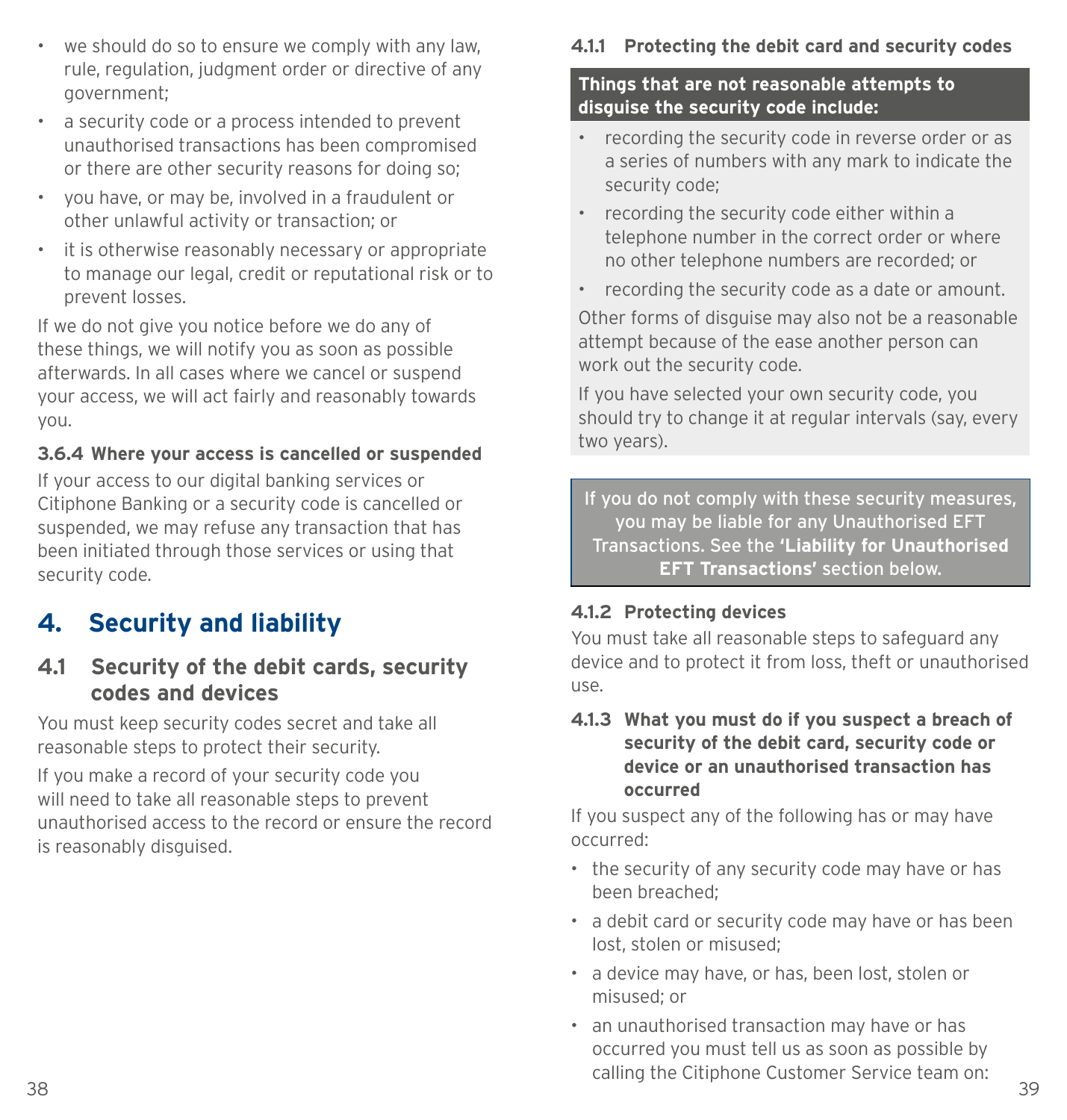- we should do so to ensure we comply with any law, rule, regulation, judgment order or directive of any government;
- a security code or a process intended to prevent unauthorised transactions has been compromised or there are other security reasons for doing so;
- you have, or may be, involved in a fraudulent or other unlawful activity or transaction; or
- it is otherwise reasonably necessary or appropriate to manage our legal, credit or reputational risk or to prevent losses.

If we do not give you notice before we do any of these things, we will notify you as soon as possible afterwards. In all cases where we cancel or suspend your access, we will act fairly and reasonably towards you.

#### 3.6.4 Where your access is cancelled or suspended

If your access to our digital banking services or Citiphone Banking or a security code is cancelled or suspended, we may refuse any transaction that has been initiated through those services or using that security code.

## 4. Security and liability

### 4.1 Security of the debit cards, security codes and devices

You must keep security codes secret and take all reasonable steps to protect their security.

If you make a record of your security code you will need to take all reasonable steps to prevent unauthorised access to the record or ensure the record is reasonably disguised.

#### 4.1.1 Protecting the debit card and security codes

**Things that are not reasonable attempts to disguise the security code include:**

- recording the security code in reverse order or as a series of numbers with any mark to indicate the security code;
- recording the security code either within a telephone number in the correct order or where no other telephone numbers are recorded; or
- recording the security code as a date or amount.

Other forms of disguise may also not be a reasonable attempt because of the ease another person can work out the security code.

If you have selected your own security code, you should try to change it at regular intervals (say, every two years).

If you do not comply with these security measures, you may be liable for any Unauthorised EFT Transactions. See the **'Liability for Unauthorised EFT Transactions'** section below.

#### 4.1.2 Protecting devices

You must take all reasonable steps to safeguard any device and to protect it from loss, theft or unauthorised use.

#### 4.1.3 What you must do if you suspect a breach of security of the debit card, security code or device or an unauthorised transaction has occurred

If you suspect any of the following has or may have occurred:

- the security of any security code may have or has been breached;
- a debit card or security code may have or has been lost, stolen or misused;
- a device may have, or has, been lost, stolen or misused; or
- an unauthorised transaction may have or has occurred you must tell us as soon as possible by calling the Citiphone Customer Service team on: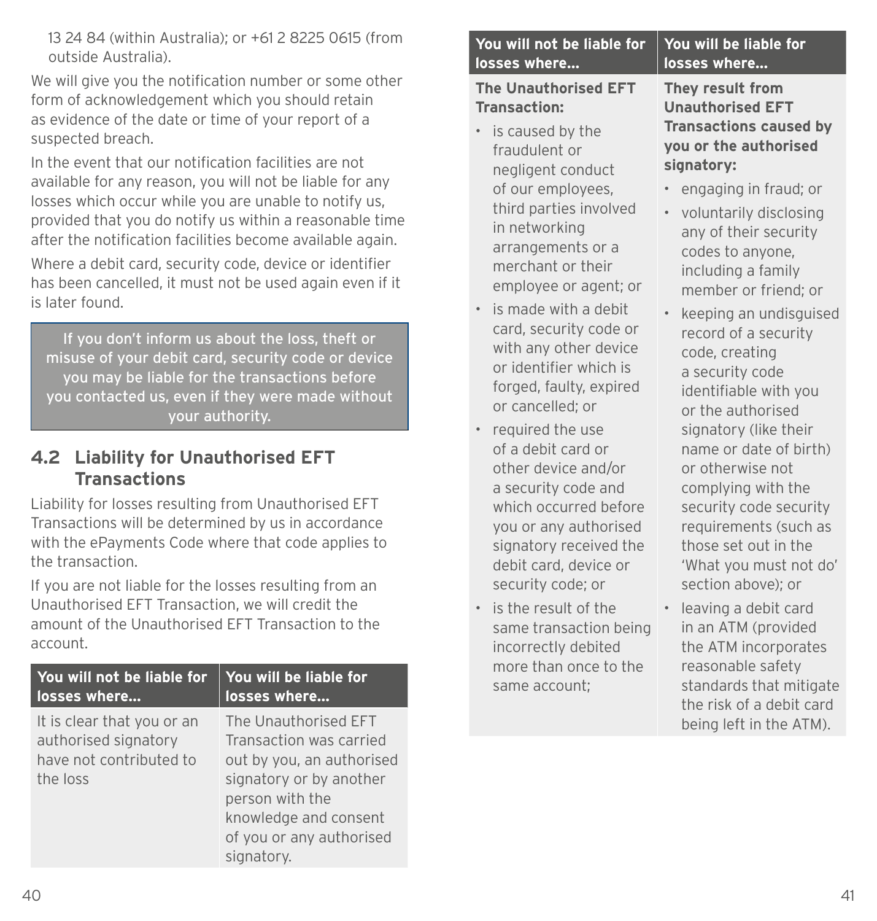13 24 84 (within Australia); or +61 2 8225 0615 (from outside Australia).

We will give you the notification number or some other form of acknowledgement which you should retain as evidence of the date or time of your report of a suspected breach.

In the event that our notification facilities are not available for any reason, you will not be liable for any losses which occur while you are unable to notify us, provided that you do notify us within a reasonable time after the notification facilities become available again.

Where a debit card, security code, device or identifier has been cancelled, it must not be used again even if it is later found.

> If you don't inform us about the loss, theft or misuse of your debit card, security code or device you may be liable for the transactions before you contacted us, even if they were made without your authority.

## 4.2 Liability for Unauthorised EFT Transactions

Liability for losses resulting from Unauthorised EFT Transactions will be determined by us in accordance with the ePayments Code where that code applies to the transaction.

If you are not liable for the losses resulting from an Unauthorised EFT Transaction, we will credit the amount of the Unauthorised EFT Transaction to the account.

| You will not be liable for losses where... | You will be liable for losses where... |
| --- | --- |
| It is clear that you or an authorised signatory have not contributed to the loss | The Unauthorised EFT Transaction was carried out by you, an authorised signatory or by another person with the knowledge and consent of you or any authorised signatory. |
| **The Unauthorised EFT Transaction:**<br>• is caused by the fraudulent or negligent conduct of our employees, third parties involved in networking arrangements or a merchant or their employee or agent; or<br>• is made with a debit card, security code or with any other device or identifier which is forged, faulty, expired or cancelled; or<br>• required the use of a debit card or other device and/or a security code and which occurred before you or any authorised signatory received the debit card, device or security code; or<br>• is the result of the same transaction being incorrectly debited more than once to the same account; | **They result from Unauthorised EFT Transactions caused by you or the authorised signatory:**<br>• engaging in fraud; or<br>• voluntarily disclosing any of their security codes to anyone, including a family member or friend; or<br>• keeping an undisguised record of a security code, creating a security code identifiable with you or the authorised signatory (like their name or date of birth) or otherwise not complying with the security code security requirements (such as those set out in the 'What you must not do' section above); or<br>• leaving a debit card in an ATM (provided the ATM incorporates reasonable safety standards that mitigate the risk of a debit card being left in the ATM). |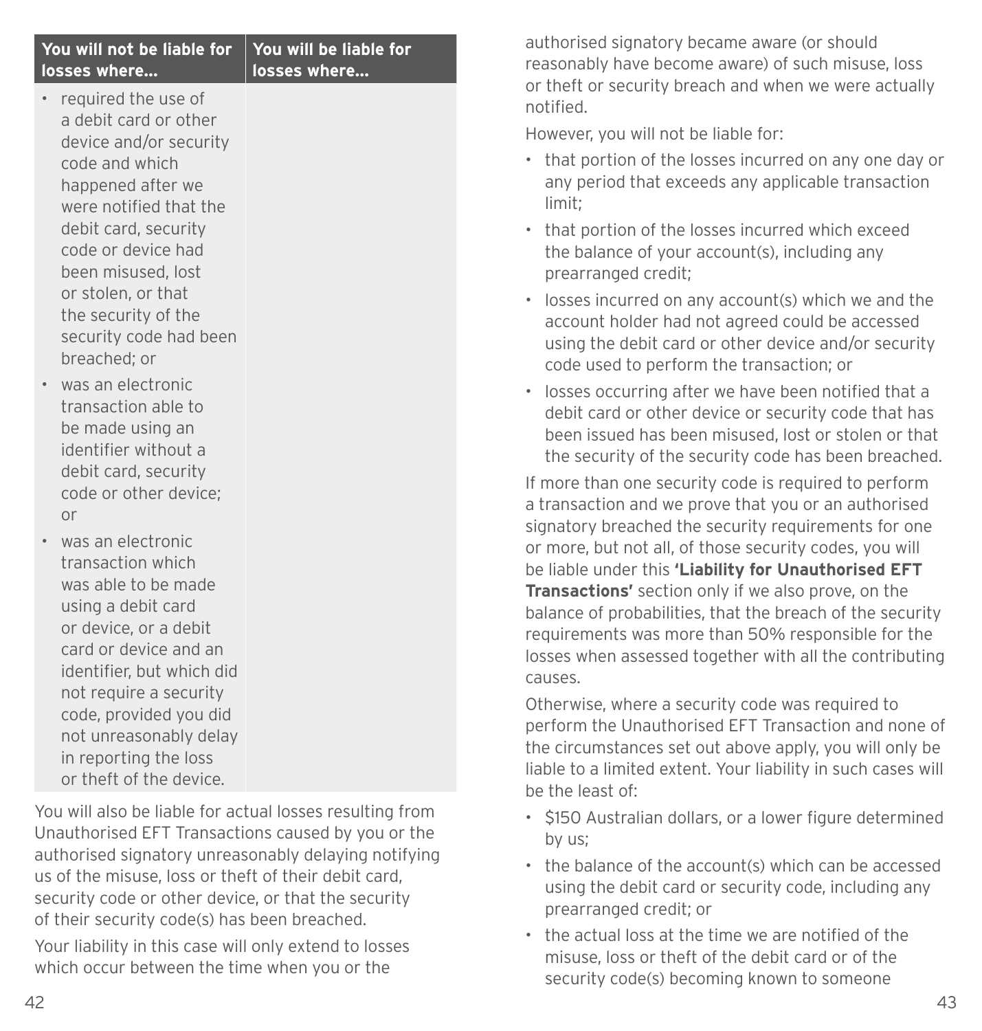| You will not be liable for losses where... | You will be liable for losses where... |
| --- | --- |
| • required the use of a debit card or other device and/or security code and which happened after we were notified that the debit card, security code or device had been misused, lost or stolen, or that the security of the security code had been breached; or<br>• was an electronic transaction able to be made using an identifier without a debit card, security code or other device; or<br>• was an electronic transaction which was able to be made using a debit card or device, or a debit card or device and an identifier, but which did not require a security code, provided you did not unreasonably delay in reporting the loss or theft of the device. | |

You will also be liable for actual losses resulting from Unauthorised EFT Transactions caused by you or the authorised signatory unreasonably delaying notifying us of the misuse, loss or theft of their debit card, security code or other device, or that the security of their security code(s) has been breached.

Your liability in this case will only extend to losses which occur between the time when you or the authorised signatory became aware (or should reasonably have become aware) of such misuse, loss or theft or security breach and when we were actually notified.

However, you will not be liable for:

- that portion of the losses incurred on any one day or any period that exceeds any applicable transaction limit;
- that portion of the losses incurred which exceed the balance of your account(s), including any prearranged credit;
- losses incurred on any account(s) which we and the account holder had not agreed could be accessed using the debit card or other device and/or security code used to perform the transaction; or
- losses occurring after we have been notified that a debit card or other device or security code that has been issued has been misused, lost or stolen or that the security of the security code has been breached.

If more than one security code is required to perform a transaction and we prove that you or an authorised signatory breached the security requirements for one or more, but not all, of those security codes, you will be liable under this **'Liability for Unauthorised EFT Transactions'** section only if we also prove, on the balance of probabilities, that the breach of the security requirements was more than 50% responsible for the losses when assessed together with all the contributing causes.

Otherwise, where a security code was required to perform the Unauthorised EFT Transaction and none of the circumstances set out above apply, you will only be liable to a limited extent. Your liability in such cases will be the least of:

- $150 Australian dollars, or a lower figure determined by us;
- the balance of the account(s) which can be accessed using the debit card or security code, including any prearranged credit; or
- the actual loss at the time we are notified of the misuse, loss or theft of the debit card or of the security code(s) becoming known to someone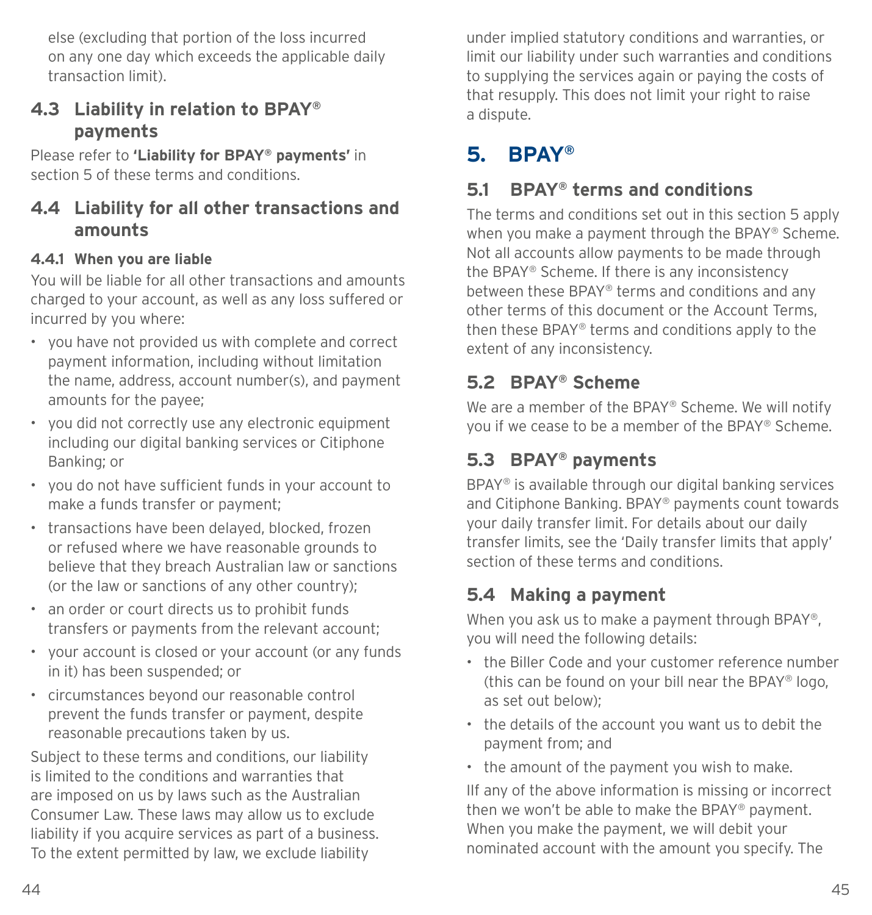else (excluding that portion of the loss incurred on any one day which exceeds the applicable daily transaction limit).

### 4.3 Liability in relation to BPAY® payments

Please refer to **'Liability for BPAY® payments'** in section 5 of these terms and conditions.

### 4.4 Liability for all other transactions and amounts

#### 4.4.1 When you are liable

You will be liable for all other transactions and amounts charged to your account, as well as any loss suffered or incurred by you where:

- you have not provided us with complete and correct payment information, including without limitation the name, address, account number(s), and payment amounts for the payee;
- you did not correctly use any electronic equipment including our digital banking services or Citiphone Banking; or
- you do not have sufficient funds in your account to make a funds transfer or payment;
- transactions have been delayed, blocked, frozen or refused where we have reasonable grounds to believe that they breach Australian law or sanctions (or the law or sanctions of any other country);
- an order or court directs us to prohibit funds transfers or payments from the relevant account;
- your account is closed or your account (or any funds in it) has been suspended; or
- circumstances beyond our reasonable control prevent the funds transfer or payment, despite reasonable precautions taken by us.

Subject to these terms and conditions, our liability is limited to the conditions and warranties that are imposed on us by laws such as the Australian Consumer Law. These laws may allow us to exclude liability if you acquire services as part of a business. To the extent permitted by law, we exclude liability under implied statutory conditions and warranties, or limit our liability under such warranties and conditions to supplying the services again or paying the costs of that resupply. This does not limit your right to raise a dispute.

## 5. BPAY®

### 5.1 BPAY® terms and conditions

The terms and conditions set out in this section 5 apply when you make a payment through the BPAY® Scheme. Not all accounts allow payments to be made through the BPAY® Scheme. If there is any inconsistency between these BPAY® terms and conditions and any other terms of this document or the Account Terms, then these BPAY® terms and conditions apply to the extent of any inconsistency.

### 5.2 BPAY® Scheme

We are a member of the BPAY® Scheme. We will notify you if we cease to be a member of the BPAY® Scheme.

### 5.3 BPAY® payments

BPAY® is available through our digital banking services and Citiphone Banking. BPAY® payments count towards your daily transfer limit. For details about our daily transfer limits, see the 'Daily transfer limits that apply' section of these terms and conditions.

### 5.4 Making a payment

When you ask us to make a payment through BPAY®, you will need the following details:

- the Biller Code and your customer reference number (this can be found on your bill near the BPAY® logo, as set out below);
- the details of the account you want us to debit the payment from; and
- the amount of the payment you wish to make.

IIf any of the above information is missing or incorrect then we won't be able to make the BPAY® payment. When you make the payment, we will debit your nominated account with the amount you specify. The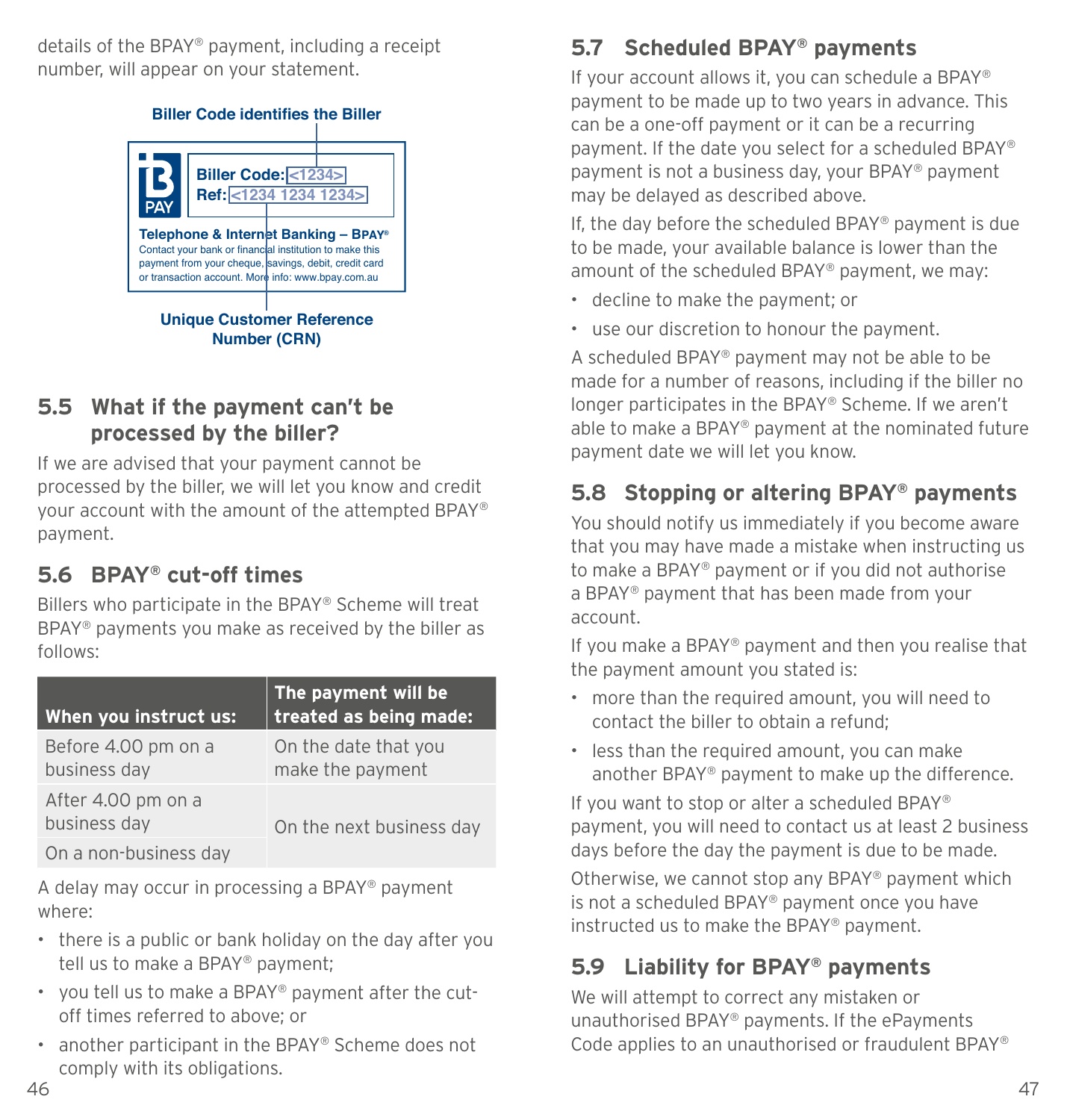details of the BPAY® payment, including a receipt number, will appear on your statement.

Biller Code identifies the Biller

Biller Code: <1234>
Ref: <1234 1234 1234>

Telephone & Internet Banking – BPAY®
Contact your bank or financial institution to make this payment from your cheque, savings, debit, credit card or transaction account. More info: www.bpay.com.au

Unique Customer Reference Number (CRN)

## 5.5 What if the payment can't be processed by the biller?

If we are advised that your payment cannot be processed by the biller, we will let you know and credit your account with the amount of the attempted BPAY® payment.

## 5.6 BPAY® cut-off times

Billers who participate in the BPAY® Scheme will treat BPAY® payments you make as received by the biller as follows:

| When you instruct us: | The payment will be treated as being made: |
|---|---|
| Before 4.00 pm on a business day | On the date that you make the payment |
| After 4.00 pm on a business day | On the next business day |
| On a non-business day | On the next business day |

A delay may occur in processing a BPAY® payment where:

- there is a public or bank holiday on the day after you tell us to make a BPAY® payment;
- you tell us to make a BPAY® payment after the cut-off times referred to above; or
- another participant in the BPAY® Scheme does not comply with its obligations.

## 5.7 Scheduled BPAY® payments

If your account allows it, you can schedule a BPAY® payment to be made up to two years in advance. This can be a one-off payment or it can be a recurring payment. If the date you select for a scheduled BPAY® payment is not a business day, your BPAY® payment may be delayed as described above.

If, the day before the scheduled BPAY® payment is due to be made, your available balance is lower than the amount of the scheduled BPAY® payment, we may:

- decline to make the payment; or
- use our discretion to honour the payment.

A scheduled BPAY® payment may not be able to be made for a number of reasons, including if the biller no longer participates in the BPAY® Scheme. If we aren't able to make a BPAY® payment at the nominated future payment date we will let you know.

## 5.8 Stopping or altering BPAY® payments

You should notify us immediately if you become aware that you may have made a mistake when instructing us to make a BPAY® payment or if you did not authorise a BPAY® payment that has been made from your account.

If you make a BPAY® payment and then you realise that the payment amount you stated is:

- more than the required amount, you will need to contact the biller to obtain a refund;
- less than the required amount, you can make another BPAY® payment to make up the difference.

If you want to stop or alter a scheduled BPAY® payment, you will need to contact us at least 2 business days before the day the payment is due to be made.

Otherwise, we cannot stop any BPAY® payment which is not a scheduled BPAY® payment once you have instructed us to make the BPAY® payment.

## 5.9 Liability for BPAY® payments

We will attempt to correct any mistaken or unauthorised BPAY® payments. If the ePayments Code applies to an unauthorised or fraudulent BPAY®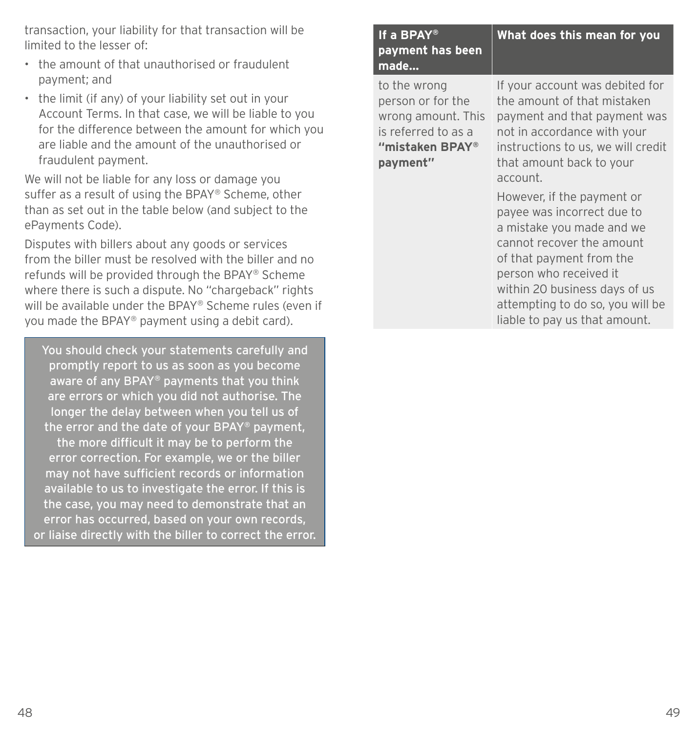transaction, your liability for that transaction will be limited to the lesser of:

- the amount of that unauthorised or fraudulent payment; and
- the limit (if any) of your liability set out in your Account Terms. In that case, we will be liable to you for the difference between the amount for which you are liable and the amount of the unauthorised or fraudulent payment.

We will not be liable for any loss or damage you suffer as a result of using the BPAY® Scheme, other than as set out in the table below (and subject to the ePayments Code).

Disputes with billers about any goods or services from the biller must be resolved with the biller and no refunds will be provided through the BPAY® Scheme where there is such a dispute. No "chargeback" rights will be available under the BPAY® Scheme rules (even if you made the BPAY® payment using a debit card).

You should check your statements carefully and promptly report to us as soon as you become aware of any BPAY® payments that you think are errors or which you did not authorise. The longer the delay between when you tell us of the error and the date of your BPAY® payment, the more difficult it may be to perform the error correction. For example, we or the biller may not have sufficient records or information available to us to investigate the error. If this is the case, you may need to demonstrate that an error has occurred, based on your own records, or liaise directly with the biller to correct the error.

| If a BPAY® payment has been made… | What does this mean for you |
|---|---|
| to the wrong person or for the wrong amount. This is referred to as a **"mistaken BPAY® payment"** | If your account was debited for the amount of that mistaken payment and that payment was not in accordance with your instructions to us, we will credit that amount back to your account.<br><br>However, if the payment or payee was incorrect due to a mistake you made and we cannot recover the amount of that payment from the person who received it within 20 business days of us attempting to do so, you will be liable to pay us that amount. |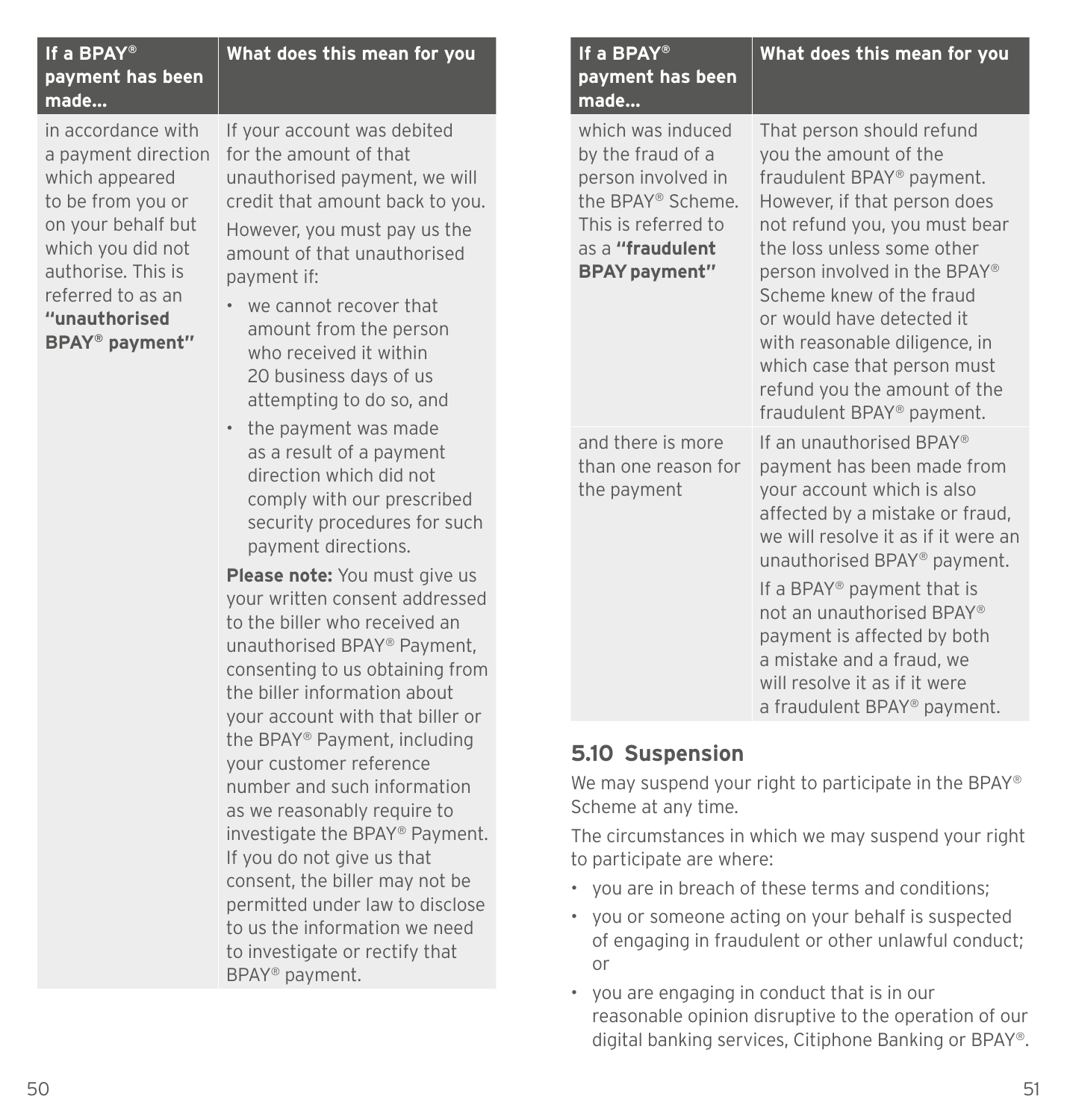| If a BPAY® payment has been made… | What does this mean for you |
| --- | --- |
| in accordance with a payment direction which appeared to be from you or on your behalf but which you did not authorise. This is referred to as an **"unauthorised BPAY® payment"** | If your account was debited for the amount of that unauthorised payment, we will credit that amount back to you.<br>However, you must pay us the amount of that unauthorised payment if:<br>• we cannot recover that amount from the person who received it within 20 business days of us attempting to do so, and<br>• the payment was made as a result of a payment direction which did not comply with our prescribed security procedures for such payment directions.<br>**Please note:** You must give us your written consent addressed to the biller who received an unauthorised BPAY® Payment, consenting to us obtaining from the biller information about your account with that biller or the BPAY® Payment, including your customer reference number and such information as we reasonably require to investigate the BPAY® Payment. If you do not give us that consent, the biller may not be permitted under law to disclose to us the information we need to investigate or rectify that BPAY® payment. |
| which was induced by the fraud of a person involved in the BPAY® Scheme. This is referred to as a **"fraudulent BPAY payment"** | That person should refund you the amount of the fraudulent BPAY® payment. However, if that person does not refund you, you must bear the loss unless some other person involved in the BPAY® Scheme knew of the fraud or would have detected it with reasonable diligence, in which case that person must refund you the amount of the fraudulent BPAY® payment. |
| and there is more than one reason for the payment | If an unauthorised BPAY® payment has been made from your account which is also affected by a mistake or fraud, we will resolve it as if it were an unauthorised BPAY® payment.<br>If a BPAY® payment that is not an unauthorised BPAY® payment is affected by both a mistake and a fraud, we will resolve it as if it were a fraudulent BPAY® payment. |

## 5.10 Suspension

We may suspend your right to participate in the BPAY® Scheme at any time.

The circumstances in which we may suspend your right to participate are where:

- you are in breach of these terms and conditions;
- you or someone acting on your behalf is suspected of engaging in fraudulent or other unlawful conduct; or
- you are engaging in conduct that is in our reasonable opinion disruptive to the operation of our digital banking services, Citiphone Banking or BPAY®.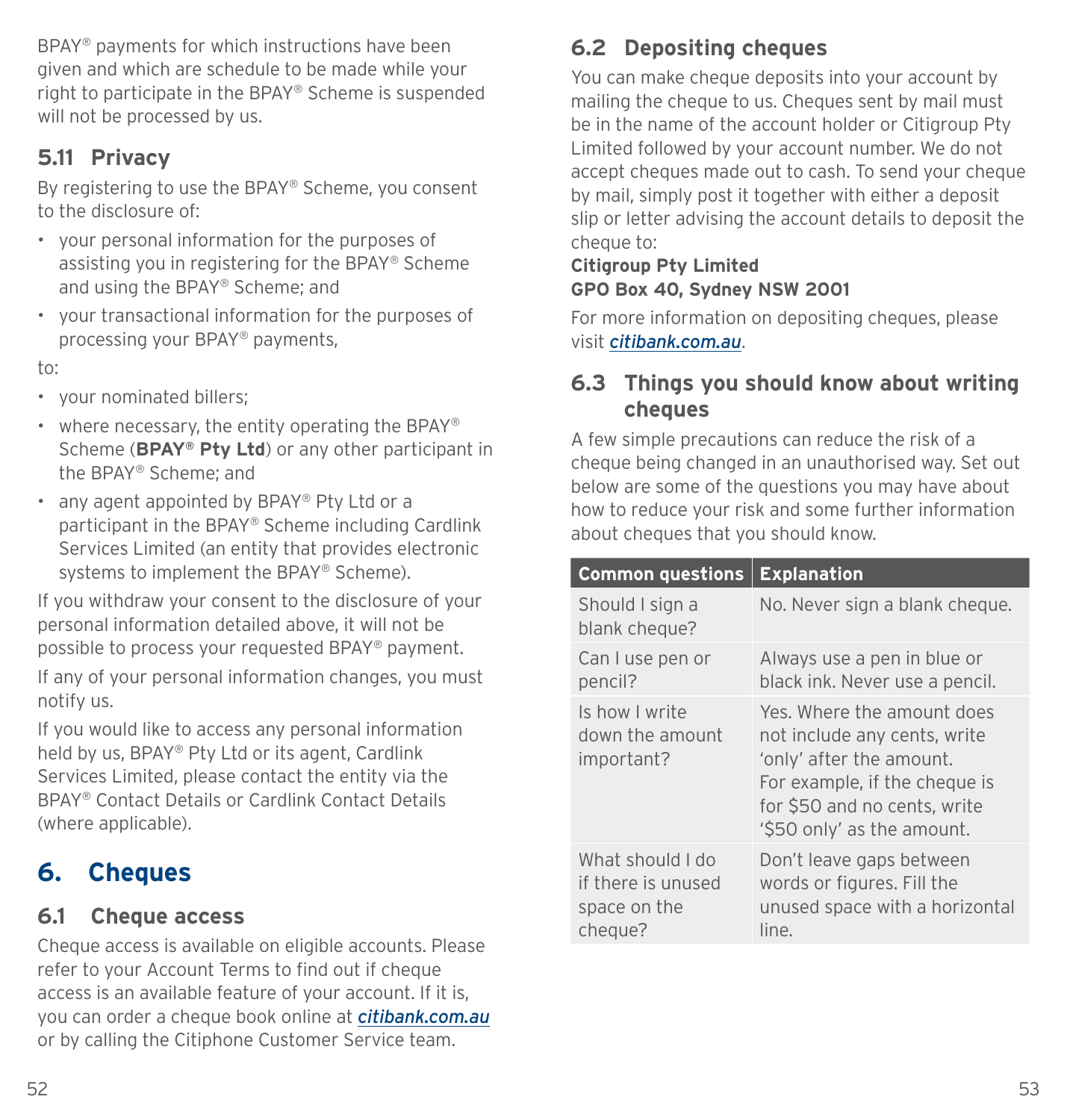BPAY® payments for which instructions have been given and which are schedule to be made while your right to participate in the BPAY® Scheme is suspended will not be processed by us.

### 5.11 Privacy

By registering to use the BPAY® Scheme, you consent to the disclosure of:

- your personal information for the purposes of assisting you in registering for the BPAY® Scheme and using the BPAY® Scheme; and
- your transactional information for the purposes of processing your BPAY® payments,

to:

- your nominated billers;
- where necessary, the entity operating the BPAY® Scheme (**BPAY® Pty Ltd**) or any other participant in the BPAY® Scheme; and
- any agent appointed by BPAY® Pty Ltd or a participant in the BPAY® Scheme including Cardlink Services Limited (an entity that provides electronic systems to implement the BPAY® Scheme).

If you withdraw your consent to the disclosure of your personal information detailed above, it will not be possible to process your requested BPAY® payment.

If any of your personal information changes, you must notify us.

If you would like to access any personal information held by us, BPAY® Pty Ltd or its agent, Cardlink Services Limited, please contact the entity via the BPAY® Contact Details or Cardlink Contact Details (where applicable).

## 6. Cheques

### 6.1 Cheque access

Cheque access is available on eligible accounts. Please refer to your Account Terms to find out if cheque access is an available feature of your account. If it is, you can order a cheque book online at *citibank.com.au* or by calling the Citiphone Customer Service team.

### 6.2 Depositing cheques

You can make cheque deposits into your account by mailing the cheque to us. Cheques sent by mail must be in the name of the account holder or Citigroup Pty Limited followed by your account number. We do not accept cheques made out to cash. To send your cheque by mail, simply post it together with either a deposit slip or letter advising the account details to deposit the cheque to:

**Citigroup Pty Limited**
**GPO Box 40, Sydney NSW 2001**

For more information on depositing cheques, please visit *citibank.com.au*.

### 6.3 Things you should know about writing cheques

A few simple precautions can reduce the risk of a cheque being changed in an unauthorised way. Set out below are some of the questions you may have about how to reduce your risk and some further information about cheques that you should know.

| Common questions | Explanation |
|---|---|
| Should I sign a blank cheque? | No. Never sign a blank cheque. |
| Can I use pen or pencil? | Always use a pen in blue or black ink. Never use a pencil. |
| Is how I write down the amount important? | Yes. Where the amount does not include any cents, write ‘only’ after the amount. For example, if the cheque is for $50 and no cents, write ‘$50 only’ as the amount. |
| What should I do if there is unused space on the cheque? | Don’t leave gaps between words or figures. Fill the unused space with a horizontal line. |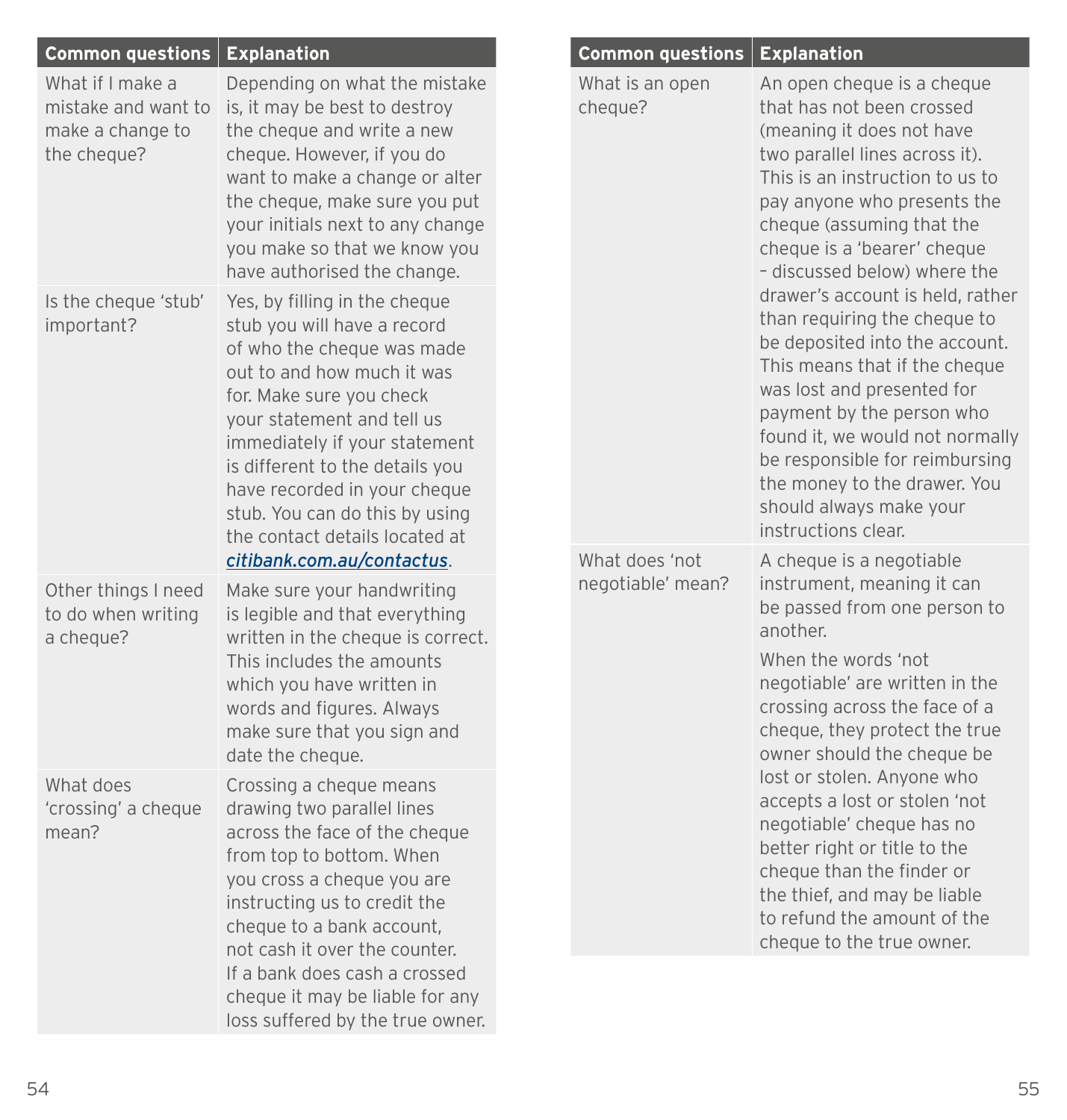| Common questions | Explanation |
| --- | --- |
| What if I make a mistake and want to make a change to the cheque? | Depending on what the mistake is, it may be best to destroy the cheque and write a new cheque. However, if you do want to make a change or alter the cheque, make sure you put your initials next to any change you make so that we know you have authorised the change. |
| Is the cheque 'stub' important? | Yes, by filling in the cheque stub you will have a record of who the cheque was made out to and how much it was for. Make sure you check your statement and tell us immediately if your statement is different to the details you have recorded in your cheque stub. You can do this by using the contact details located at *citibank.com.au/contactus*. |
| Other things I need to do when writing a cheque? | Make sure your handwriting is legible and that everything written in the cheque is correct. This includes the amounts which you have written in words and figures. Always make sure that you sign and date the cheque. |
| What does 'crossing' a cheque mean? | Crossing a cheque means drawing two parallel lines across the face of the cheque from top to bottom. When you cross a cheque you are instructing us to credit the cheque to a bank account, not cash it over the counter. If a bank does cash a crossed cheque it may be liable for any loss suffered by the true owner. |

| Common questions | Explanation |
| --- | --- |
| What is an open cheque? | An open cheque is a cheque that has not been crossed (meaning it does not have two parallel lines across it). This is an instruction to us to pay anyone who presents the cheque (assuming that the cheque is a 'bearer' cheque – discussed below) where the drawer's account is held, rather than requiring the cheque to be deposited into the account. This means that if the cheque was lost and presented for payment by the person who found it, we would not normally be responsible for reimbursing the money to the drawer. You should always make your instructions clear. |
| What does 'not negotiable' mean? | A cheque is a negotiable instrument, meaning it can be passed from one person to another.<br><br>When the words 'not negotiable' are written in the crossing across the face of a cheque, they protect the true owner should the cheque be lost or stolen. Anyone who accepts a lost or stolen 'not negotiable' cheque has no better right or title to the cheque than the finder or the thief, and may be liable to refund the amount of the cheque to the true owner. |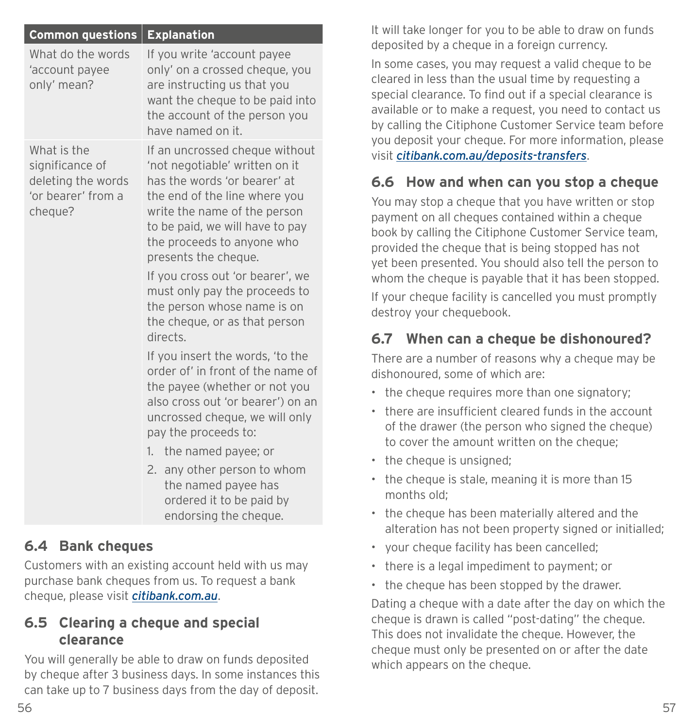| Common questions | Explanation |
| --- | --- |
| What do the words 'account payee only' mean? | If you write 'account payee only' on a crossed cheque, you are instructing us that you want the cheque to be paid into the account of the person you have named on it. |
| What is the significance of deleting the words 'or bearer' from a cheque? | If an uncrossed cheque without 'not negotiable' written on it has the words 'or bearer' at the end of the line where you write the name of the person to be paid, we will have to pay the proceeds to anyone who presents the cheque.<br><br>If you cross out 'or bearer', we must only pay the proceeds to the person whose name is on the cheque, or as that person directs.<br><br>If you insert the words, 'to the order of' in front of the name of the payee (whether or not you also cross out 'or bearer') on an uncrossed cheque, we will only pay the proceeds to:<br>1. the named payee; or<br>2. any other person to whom the named payee has ordered it to be paid by endorsing the cheque. |

## 6.4 Bank cheques

Customers with an existing account held with us may purchase bank cheques from us. To request a bank cheque, please visit *citibank.com.au*.

## 6.5 Clearing a cheque and special clearance

You will generally be able to draw on funds deposited by cheque after 3 business days. In some instances this can take up to 7 business days from the day of deposit.

It will take longer for you to be able to draw on funds deposited by a cheque in a foreign currency.

In some cases, you may request a valid cheque to be cleared in less than the usual time by requesting a special clearance. To find out if a special clearance is available or to make a request, you need to contact us by calling the Citiphone Customer Service team before you deposit your cheque. For more information, please visit *citibank.com.au/deposits-transfers*.

## 6.6 How and when can you stop a cheque

You may stop a cheque that you have written or stop payment on all cheques contained within a cheque book by calling the Citiphone Customer Service team, provided the cheque that is being stopped has not yet been presented. You should also tell the person to whom the cheque is payable that it has been stopped.

If your cheque facility is cancelled you must promptly destroy your chequebook.

## 6.7 When can a cheque be dishonoured?

There are a number of reasons why a cheque may be dishonoured, some of which are:

- the cheque requires more than one signatory;
- there are insufficient cleared funds in the account of the drawer (the person who signed the cheque) to cover the amount written on the cheque;
- the cheque is unsigned;
- the cheque is stale, meaning it is more than 15 months old;
- the cheque has been materially altered and the alteration has not been property signed or initialled;
- your cheque facility has been cancelled;
- there is a legal impediment to payment; or
- the cheque has been stopped by the drawer.

Dating a cheque with a date after the day on which the cheque is drawn is called "post-dating" the cheque. This does not invalidate the cheque. However, the cheque must only be presented on or after the date which appears on the cheque.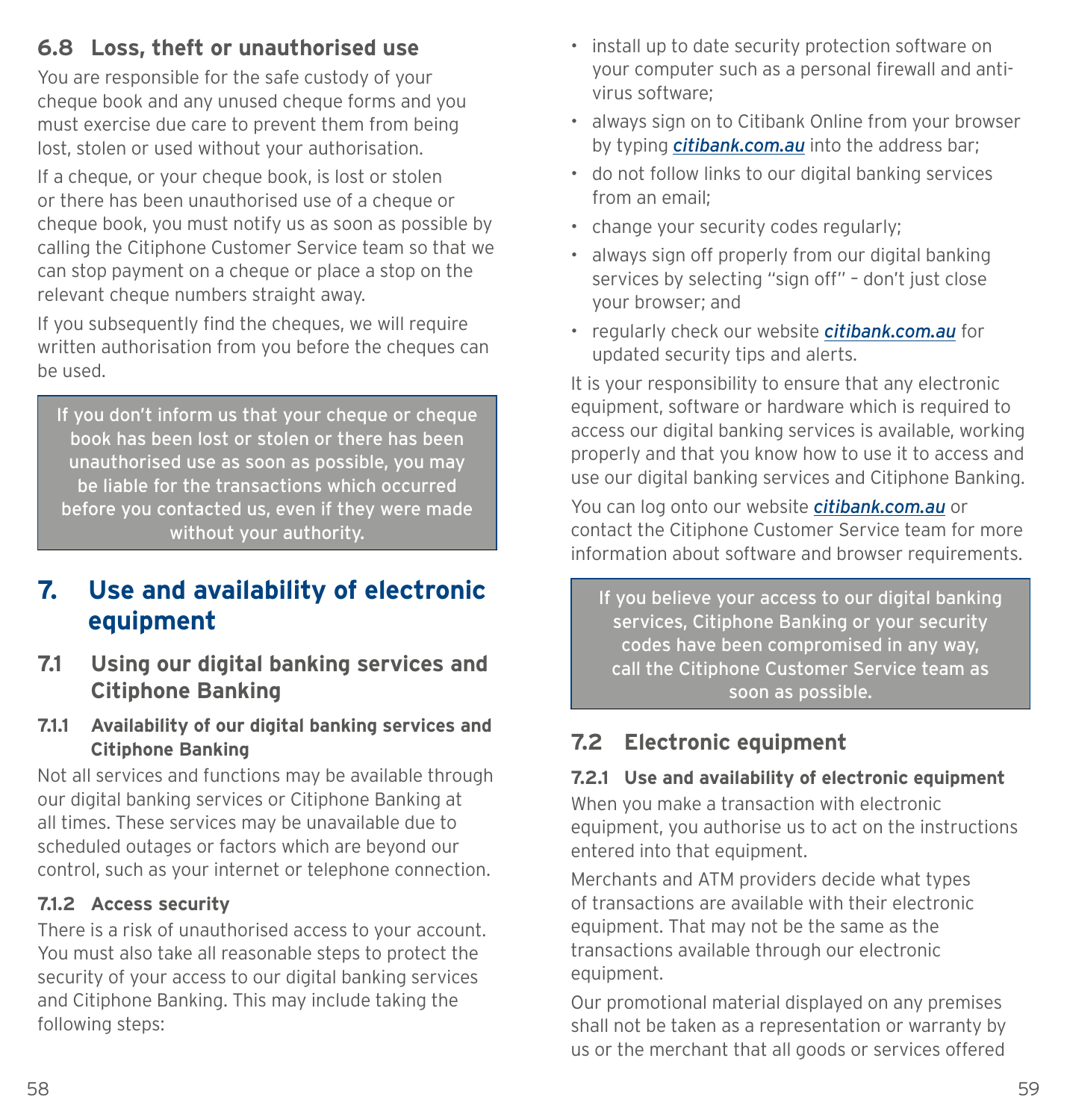### 6.8 Loss, theft or unauthorised use

You are responsible for the safe custody of your cheque book and any unused cheque forms and you must exercise due care to prevent them from being lost, stolen or used without your authorisation.

If a cheque, or your cheque book, is lost or stolen or there has been unauthorised use of a cheque or cheque book, you must notify us as soon as possible by calling the Citiphone Customer Service team so that we can stop payment on a cheque or place a stop on the relevant cheque numbers straight away.

If you subsequently find the cheques, we will require written authorisation from you before the cheques can be used.

> If you don't inform us that your cheque or cheque book has been lost or stolen or there has been unauthorised use as soon as possible, you may be liable for the transactions which occurred before you contacted us, even if they were made without your authority.

## 7. Use and availability of electronic equipment

### 7.1 Using our digital banking services and Citiphone Banking

#### 7.1.1 Availability of our digital banking services and Citiphone Banking

Not all services and functions may be available through our digital banking services or Citiphone Banking at all times. These services may be unavailable due to scheduled outages or factors which are beyond our control, such as your internet or telephone connection.

#### 7.1.2 Access security

There is a risk of unauthorised access to your account. You must also take all reasonable steps to protect the security of your access to our digital banking services and Citiphone Banking. This may include taking the following steps:

- install up to date security protection software on your computer such as a personal firewall and anti-virus software;
- always sign on to Citibank Online from your browser by typing *citibank.com.au* into the address bar;
- do not follow links to our digital banking services from an email;
- change your security codes regularly;
- always sign off properly from our digital banking services by selecting "sign off" – don't just close your browser; and
- regularly check our website *citibank.com.au* for updated security tips and alerts.

It is your responsibility to ensure that any electronic equipment, software or hardware which is required to access our digital banking services is available, working properly and that you know how to use it to access and use our digital banking services and Citiphone Banking.

You can log onto our website *citibank.com.au* or contact the Citiphone Customer Service team for more information about software and browser requirements.

> If you believe your access to our digital banking services, Citiphone Banking or your security codes have been compromised in any way, call the Citiphone Customer Service team as soon as possible.

### 7.2 Electronic equipment

#### 7.2.1 Use and availability of electronic equipment

When you make a transaction with electronic equipment, you authorise us to act on the instructions entered into that equipment.

Merchants and ATM providers decide what types of transactions are available with their electronic equipment. That may not be the same as the transactions available through our electronic equipment.

Our promotional material displayed on any premises shall not be taken as a representation or warranty by us or the merchant that all goods or services offered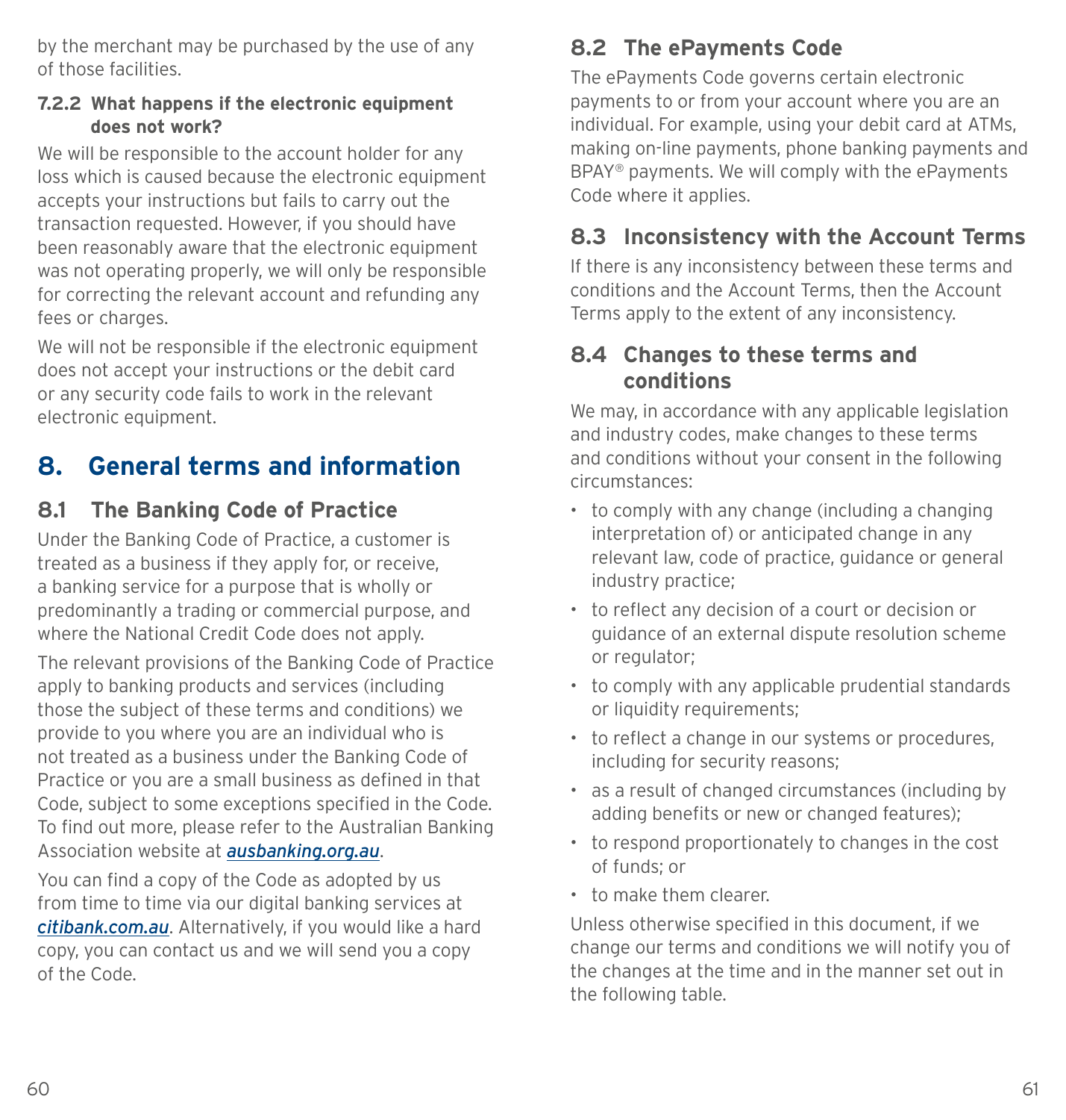by the merchant may be purchased by the use of any of those facilities.

#### 7.2.2 What happens if the electronic equipment does not work?

We will be responsible to the account holder for any loss which is caused because the electronic equipment accepts your instructions but fails to carry out the transaction requested. However, if you should have been reasonably aware that the electronic equipment was not operating properly, we will only be responsible for correcting the relevant account and refunding any fees or charges.

We will not be responsible if the electronic equipment does not accept your instructions or the debit card or any security code fails to work in the relevant electronic equipment.

# 8. General terms and information

## 8.1 The Banking Code of Practice

Under the Banking Code of Practice, a customer is treated as a business if they apply for, or receive, a banking service for a purpose that is wholly or predominantly a trading or commercial purpose, and where the National Credit Code does not apply.

The relevant provisions of the Banking Code of Practice apply to banking products and services (including those the subject of these terms and conditions) we provide to you where you are an individual who is not treated as a business under the Banking Code of Practice or you are a small business as defined in that Code, subject to some exceptions specified in the Code. To find out more, please refer to the Australian Banking Association website at *ausbanking.org.au*.

You can find a copy of the Code as adopted by us from time to time via our digital banking services at *citibank.com.au*. Alternatively, if you would like a hard copy, you can contact us and we will send you a copy of the Code.

## 8.2 The ePayments Code

The ePayments Code governs certain electronic payments to or from your account where you are an individual. For example, using your debit card at ATMs, making on-line payments, phone banking payments and BPAY® payments. We will comply with the ePayments Code where it applies.

## 8.3 Inconsistency with the Account Terms

If there is any inconsistency between these terms and conditions and the Account Terms, then the Account Terms apply to the extent of any inconsistency.

## 8.4 Changes to these terms and conditions

We may, in accordance with any applicable legislation and industry codes, make changes to these terms and conditions without your consent in the following circumstances:

- to comply with any change (including a changing interpretation of) or anticipated change in any relevant law, code of practice, guidance or general industry practice;
- to reflect any decision of a court or decision or guidance of an external dispute resolution scheme or regulator;
- to comply with any applicable prudential standards or liquidity requirements;
- to reflect a change in our systems or procedures, including for security reasons;
- as a result of changed circumstances (including by adding benefits or new or changed features);
- to respond proportionately to changes in the cost of funds; or
- to make them clearer.

Unless otherwise specified in this document, if we change our terms and conditions we will notify you of the changes at the time and in the manner set out in the following table.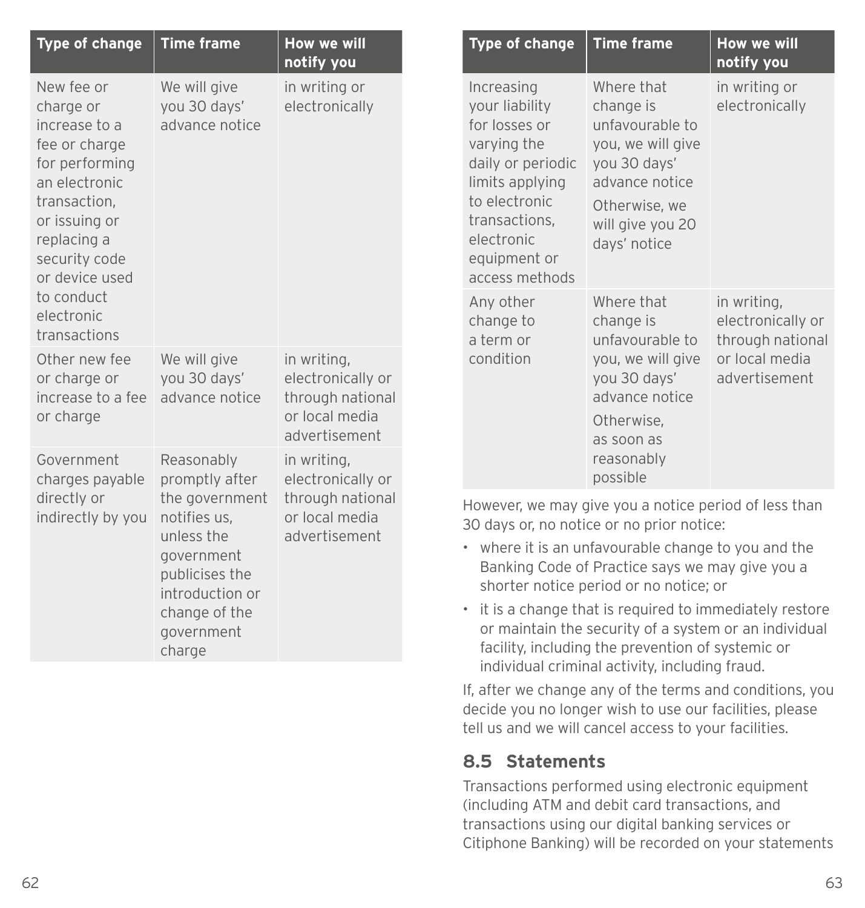| Type of change | Time frame | How we will notify you |
| --- | --- | --- |
| New fee or charge or increase to a fee or charge for performing an electronic transaction, or issuing or replacing a security code or device used to conduct electronic transactions | We will give you 30 days' advance notice | in writing or electronically |
| Other new fee or charge or increase to a fee or charge | We will give you 30 days' advance notice | in writing, electronically or through national or local media advertisement |
| Government charges payable directly or indirectly by you | Reasonably promptly after the government notifies us, unless the government publicises the introduction or change of the government charge | in writing, electronically or through national or local media advertisement |
| Increasing your liability for losses or varying the daily or periodic limits applying to electronic transactions, electronic equipment or access methods | Where that change is unfavourable to you, we will give you 30 days' advance notice<br>Otherwise, we will give you 20 days' notice | in writing or electronically |
| Any other change to a term or condition | Where that change is unfavourable to you, we will give you 30 days' advance notice<br>Otherwise, as soon as reasonably possible | in writing, electronically or through national or local media advertisement |

However, we may give you a notice period of less than 30 days or, no notice or no prior notice:

- where it is an unfavourable change to you and the Banking Code of Practice says we may give you a shorter notice period or no notice; or
- it is a change that is required to immediately restore or maintain the security of a system or an individual facility, including the prevention of systemic or individual criminal activity, including fraud.

If, after we change any of the terms and conditions, you decide you no longer wish to use our facilities, please tell us and we will cancel access to your facilities.

## 8.5 Statements

Transactions performed using electronic equipment (including ATM and debit card transactions, and transactions using our digital banking services or Citiphone Banking) will be recorded on your statements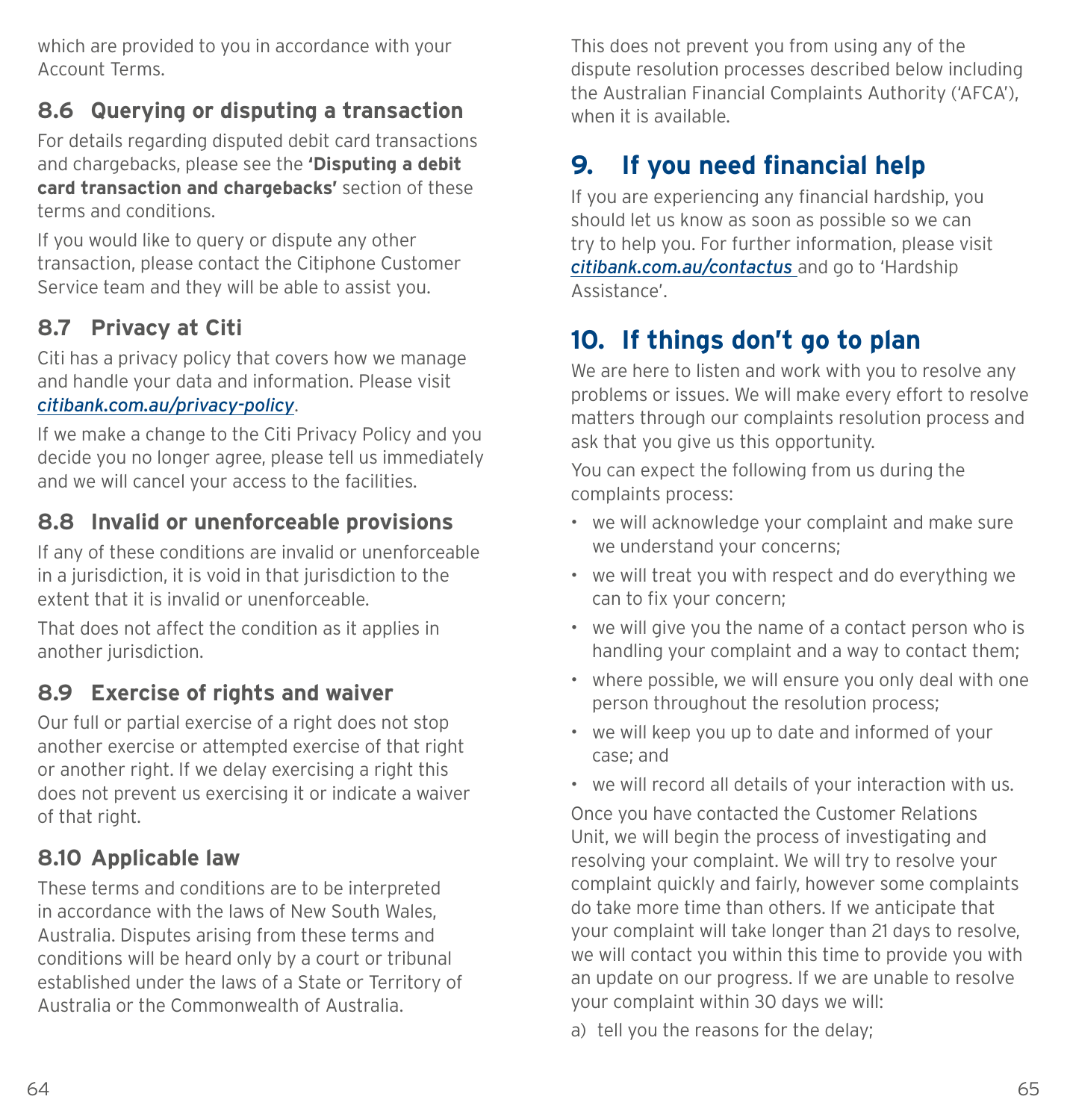which are provided to you in accordance with your Account Terms.

### 8.6 Querying or disputing a transaction

For details regarding disputed debit card transactions and chargebacks, please see the **'Disputing a debit card transaction and chargebacks'** section of these terms and conditions.

If you would like to query or dispute any other transaction, please contact the Citiphone Customer Service team and they will be able to assist you.

### 8.7 Privacy at Citi

Citi has a privacy policy that covers how we manage and handle your data and information. Please visit *citibank.com.au/privacy-policy*.

If we make a change to the Citi Privacy Policy and you decide you no longer agree, please tell us immediately and we will cancel your access to the facilities.

### 8.8 Invalid or unenforceable provisions

If any of these conditions are invalid or unenforceable in a jurisdiction, it is void in that jurisdiction to the extent that it is invalid or unenforceable.

That does not affect the condition as it applies in another jurisdiction.

### 8.9 Exercise of rights and waiver

Our full or partial exercise of a right does not stop another exercise or attempted exercise of that right or another right. If we delay exercising a right this does not prevent us exercising it or indicate a waiver of that right.

### 8.10 Applicable law

These terms and conditions are to be interpreted in accordance with the laws of New South Wales, Australia. Disputes arising from these terms and conditions will be heard only by a court or tribunal established under the laws of a State or Territory of Australia or the Commonwealth of Australia.

This does not prevent you from using any of the dispute resolution processes described below including the Australian Financial Complaints Authority ('AFCA'), when it is available.

## 9. If you need financial help

If you are experiencing any financial hardship, you should let us know as soon as possible so we can try to help you. For further information, please visit *citibank.com.au/contactus* and go to 'Hardship Assistance'.

## 10. If things don't go to plan

We are here to listen and work with you to resolve any problems or issues. We will make every effort to resolve matters through our complaints resolution process and ask that you give us this opportunity.

You can expect the following from us during the complaints process:

- we will acknowledge your complaint and make sure we understand your concerns;
- we will treat you with respect and do everything we can to fix your concern;
- we will give you the name of a contact person who is handling your complaint and a way to contact them;
- where possible, we will ensure you only deal with one person throughout the resolution process;
- we will keep you up to date and informed of your case; and
- we will record all details of your interaction with us.

Once you have contacted the Customer Relations Unit, we will begin the process of investigating and resolving your complaint. We will try to resolve your complaint quickly and fairly, however some complaints do take more time than others. If we anticipate that your complaint will take longer than 21 days to resolve, we will contact you within this time to provide you with an update on our progress. If we are unable to resolve your complaint within 30 days we will:

a) tell you the reasons for the delay;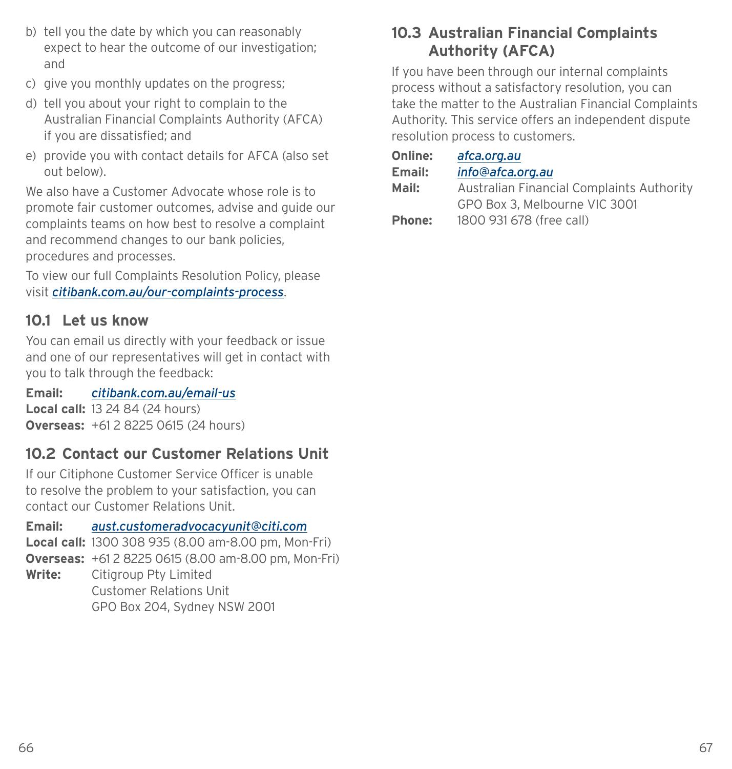b) tell you the date by which you can reasonably expect to hear the outcome of our investigation; and
c) give you monthly updates on the progress;
d) tell you about your right to complain to the Australian Financial Complaints Authority (AFCA) if you are dissatisfied; and
e) provide you with contact details for AFCA (also set out below).

We also have a Customer Advocate whose role is to promote fair customer outcomes, advise and guide our complaints teams on how best to resolve a complaint and recommend changes to our bank policies, procedures and processes.

To view our full Complaints Resolution Policy, please visit *citibank.com.au/our-complaints-process*.

## 10.1 Let us know

You can email us directly with your feedback or issue and one of our representatives will get in contact with you to talk through the feedback:

**Email:** *citibank.com.au/email-us*
**Local call:** 13 24 84 (24 hours)
**Overseas:** +61 2 8225 0615 (24 hours)

## 10.2 Contact our Customer Relations Unit

If our Citiphone Customer Service Officer is unable to resolve the problem to your satisfaction, you can contact our Customer Relations Unit.

**Email:** *aust.customeradvocacyunit@citi.com*
**Local call:** 1300 308 935 (8.00 am-8.00 pm, Mon-Fri)
**Overseas:** +61 2 8225 0615 (8.00 am-8.00 pm, Mon-Fri)
**Write:** Citigroup Pty Limited
Customer Relations Unit
GPO Box 204, Sydney NSW 2001

## 10.3 Australian Financial Complaints Authority (AFCA)

If you have been through our internal complaints process without a satisfactory resolution, you can take the matter to the Australian Financial Complaints Authority. This service offers an independent dispute resolution process to customers.

**Online:** *afca.org.au*
**Email:** *info@afca.org.au*
**Mail:** Australian Financial Complaints Authority
GPO Box 3, Melbourne VIC 3001
**Phone:** 1800 931 678 (free call)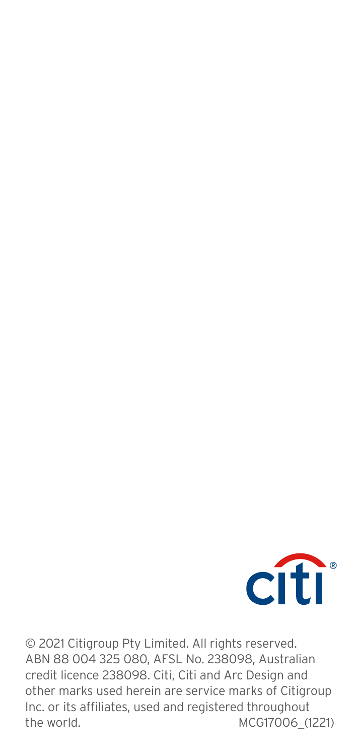© 2021 Citigroup Pty Limited. All rights reserved. ABN 88 004 325 080, AFSL No. 238098, Australian credit licence 238098. Citi, Citi and Arc Design and other marks used herein are service marks of Citigroup Inc. or its affiliates, used and registered throughout the world. MCG17006_(1221)